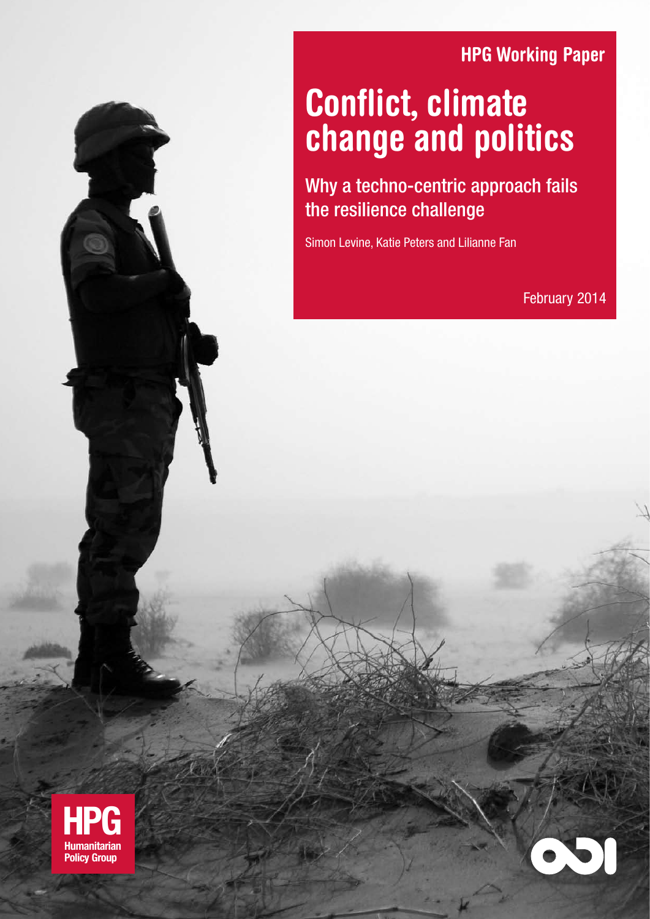HPG Working Paper

# Conflict, climate change and politics

## Why a techno-centric approach fails the resilience challenge

Simon Levine, Katie Peters and Lilianne Fan

February 2014

HPG
Humanitarian Policy Group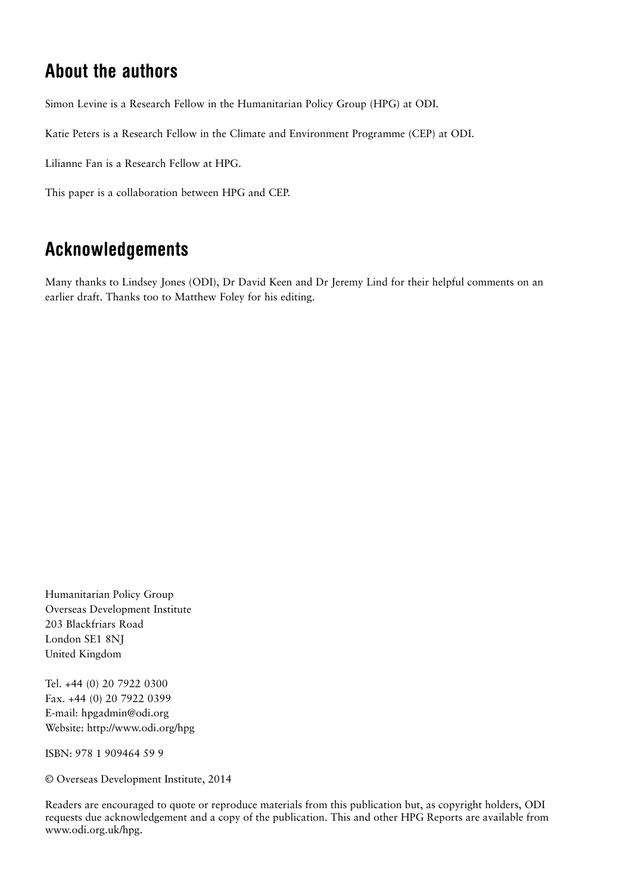## About the authors

Simon Levine is a Research Fellow in the Humanitarian Policy Group (HPG) at ODI.

Katie Peters is a Research Fellow in the Climate and Environment Programme (CEP) at ODI.

Lilianne Fan is a Research Fellow at HPG.

This paper is a collaboration between HPG and CEP.

## Acknowledgements

Many thanks to Lindsey Jones (ODI), Dr David Keen and Dr Jeremy Lind for their helpful comments on an earlier draft. Thanks too to Matthew Foley for his editing.

Humanitarian Policy Group
Overseas Development Institute
203 Blackfriars Road
London SE1 8NJ
United Kingdom

Tel. +44 (0) 20 7922 0300
Fax. +44 (0) 20 7922 0399
E-mail: hpgadmin@odi.org
Website: http://www.odi.org/hpg

ISBN: 978 1 909464 59 9

© Overseas Development Institute, 2014

Readers are encouraged to quote or reproduce materials from this publication but, as copyright holders, ODI requests due acknowledgement and a copy of the publication. This and other HPG Reports are available from www.odi.org.uk/hpg.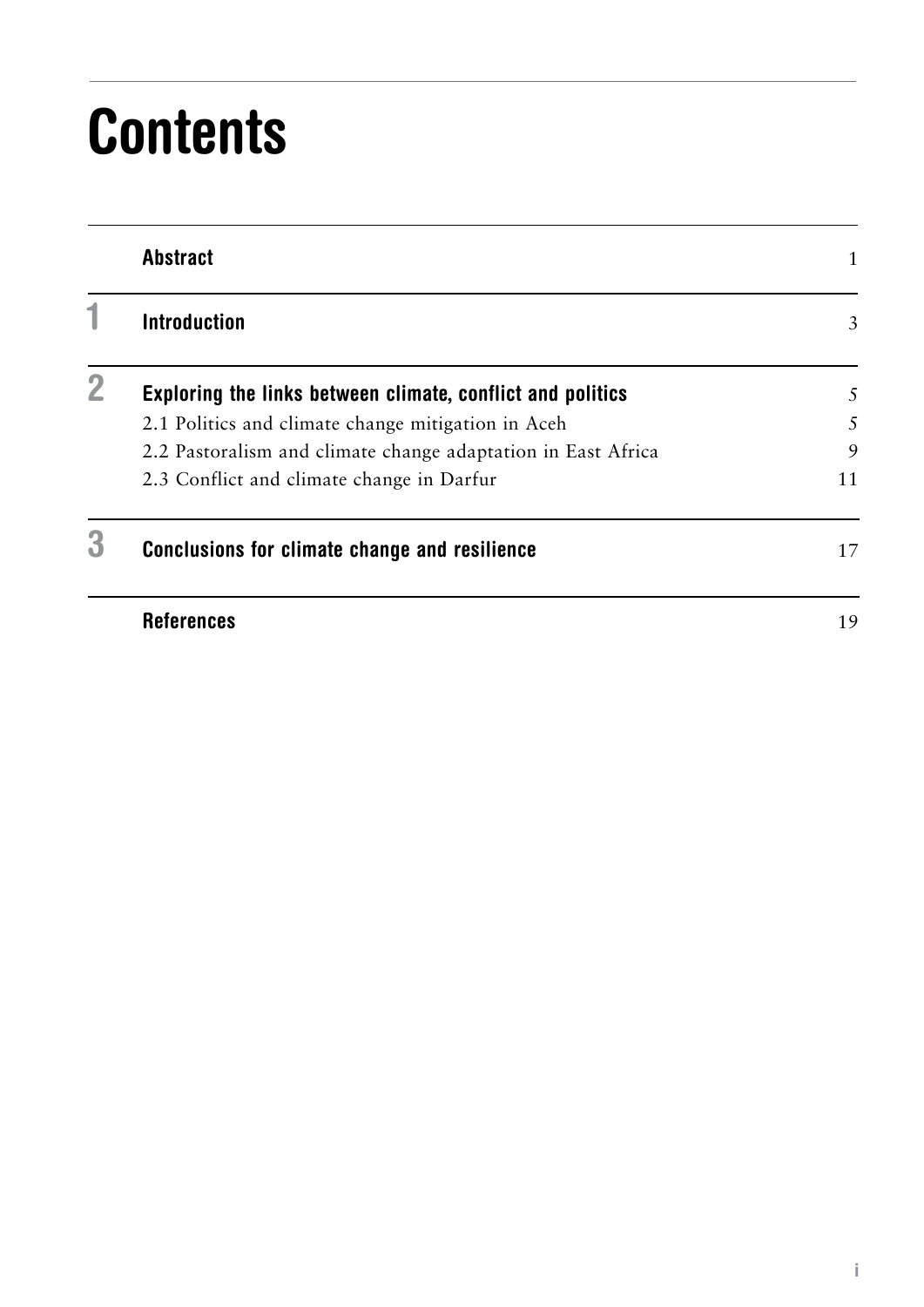# Contents

| | | |
|---|---|---|
| | **Abstract** | 1 |
| **1** | **Introduction** | 3 |
| **2** | **Exploring the links between climate, conflict and politics** | 5 |
| | 2.1 Politics and climate change mitigation in Aceh | 5 |
| | 2.2 Pastoralism and climate change adaptation in East Africa | 9 |
| | 2.3 Conflict and climate change in Darfur | 11 |
| **3** | **Conclusions for climate change and resilience** | 17 |
| | **References** | 19 |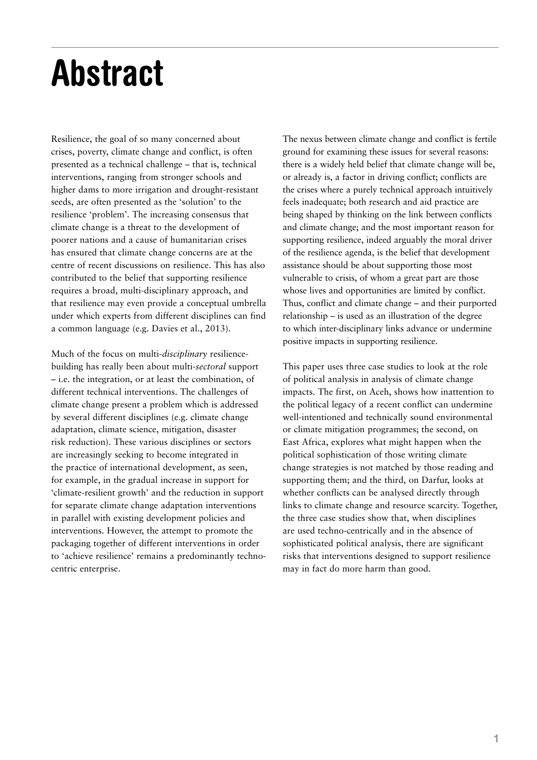# Abstract

Resilience, the goal of so many concerned about crises, poverty, climate change and conflict, is often presented as a technical challenge – that is, technical interventions, ranging from stronger schools and higher dams to more irrigation and drought-resistant seeds, are often presented as the 'solution' to the resilience 'problem'. The increasing consensus that climate change is a threat to the development of poorer nations and a cause of humanitarian crises has ensured that climate change concerns are at the centre of recent discussions on resilience. This has also contributed to the belief that supporting resilience requires a broad, multi-disciplinary approach, and that resilience may even provide a conceptual umbrella under which experts from different disciplines can find a common language (e.g. Davies et al., 2013).

Much of the focus on multi-*disciplinary* resilience-building has really been about multi-*sectoral* support – i.e. the integration, or at least the combination, of different technical interventions. The challenges of climate change present a problem which is addressed by several different disciplines (e.g. climate change adaptation, climate science, mitigation, disaster risk reduction). These various disciplines or sectors are increasingly seeking to become integrated in the practice of international development, as seen, for example, in the gradual increase in support for 'climate-resilient growth' and the reduction in support for separate climate change adaptation interventions in parallel with existing development policies and interventions. However, the attempt to promote the packaging together of different interventions in order to 'achieve resilience' remains a predominantly techno-centric enterprise.

The nexus between climate change and conflict is fertile ground for examining these issues for several reasons: there is a widely held belief that climate change will be, or already is, a factor in driving conflict; conflicts are the crises where a purely technical approach intuitively feels inadequate; both research and aid practice are being shaped by thinking on the link between conflicts and climate change; and the most important reason for supporting resilience, indeed arguably the moral driver of the resilience agenda, is the belief that development assistance should be about supporting those most vulnerable to crisis, of whom a great part are those whose lives and opportunities are limited by conflict. Thus, conflict and climate change – and their purported relationship – is used as an illustration of the degree to which inter-disciplinary links advance or undermine positive impacts in supporting resilience.

This paper uses three case studies to look at the role of political analysis in analysis of climate change impacts. The first, on Aceh, shows how inattention to the political legacy of a recent conflict can undermine well-intentioned and technically sound environmental or climate mitigation programmes; the second, on East Africa, explores what might happen when the political sophistication of those writing climate change strategies is not matched by those reading and supporting them; and the third, on Darfur, looks at whether conflicts can be analysed directly through links to climate change and resource scarcity. Together, the three case studies show that, when disciplines are used techno-centrically and in the absence of sophisticated political analysis, there are significant risks that interventions designed to support resilience may in fact do more harm than good.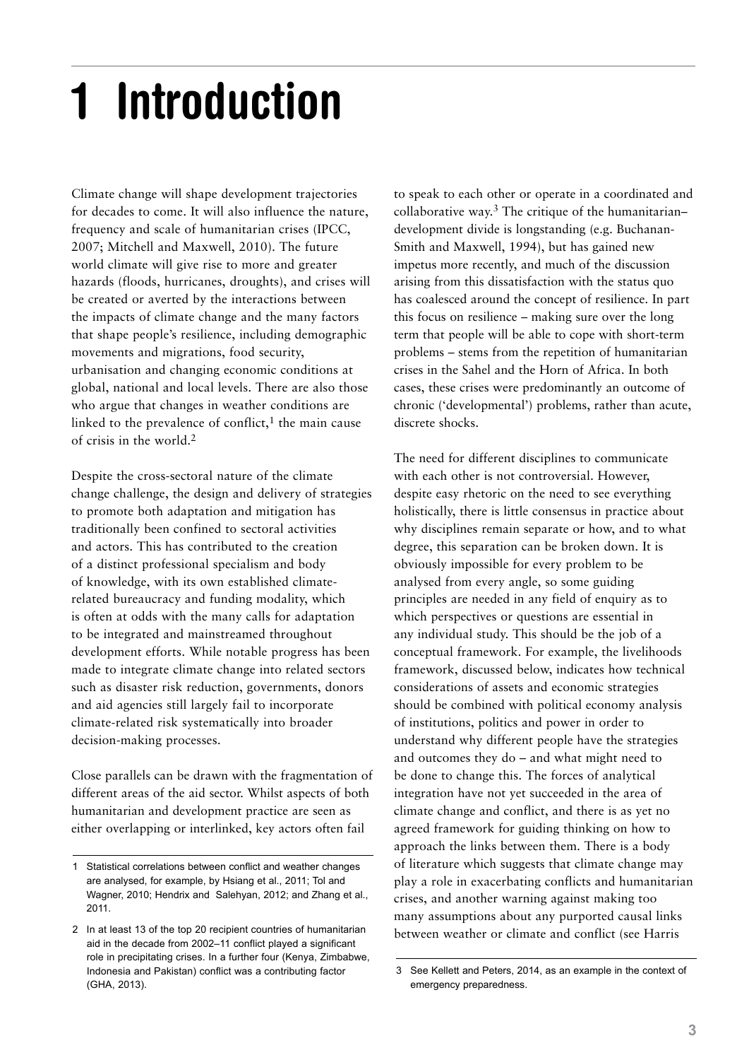# 1 Introduction

Climate change will shape development trajectories for decades to come. It will also influence the nature, frequency and scale of humanitarian crises (IPCC, 2007; Mitchell and Maxwell, 2010). The future world climate will give rise to more and greater hazards (floods, hurricanes, droughts), and crises will be created or averted by the interactions between the impacts of climate change and the many factors that shape people's resilience, including demographic movements and migrations, food security, urbanisation and changing economic conditions at global, national and local levels. There are also those who argue that changes in weather conditions are linked to the prevalence of conflict,[1] the main cause of crisis in the world.[2]

Despite the cross-sectoral nature of the climate change challenge, the design and delivery of strategies to promote both adaptation and mitigation has traditionally been confined to sectoral activities and actors. This has contributed to the creation of a distinct professional specialism and body of knowledge, with its own established climate-related bureaucracy and funding modality, which is often at odds with the many calls for adaptation to be integrated and mainstreamed throughout development efforts. While notable progress has been made to integrate climate change into related sectors such as disaster risk reduction, governments, donors and aid agencies still largely fail to incorporate climate-related risk systematically into broader decision-making processes.

Close parallels can be drawn with the fragmentation of different areas of the aid sector. Whilst aspects of both humanitarian and development practice are seen as either overlapping or interlinked, key actors often fail to speak to each other or operate in a coordinated and collaborative way.[3] The critique of the humanitarian–development divide is longstanding (e.g. Buchanan-Smith and Maxwell, 1994), but has gained new impetus more recently, and much of the discussion arising from this dissatisfaction with the status quo has coalesced around the concept of resilience. In part this focus on resilience – making sure over the long term that people will be able to cope with short-term problems – stems from the repetition of humanitarian crises in the Sahel and the Horn of Africa. In both cases, these crises were predominantly an outcome of chronic ('developmental') problems, rather than acute, discrete shocks.

The need for different disciplines to communicate with each other is not controversial. However, despite easy rhetoric on the need to see everything holistically, there is little consensus in practice about why disciplines remain separate or how, and to what degree, this separation can be broken down. It is obviously impossible for every problem to be analysed from every angle, so some guiding principles are needed in any field of enquiry as to which perspectives or questions are essential in any individual study. This should be the job of a conceptual framework. For example, the livelihoods framework, discussed below, indicates how technical considerations of assets and economic strategies should be combined with political economy analysis of institutions, politics and power in order to understand why different people have the strategies and outcomes they do – and what might need to be done to change this. The forces of analytical integration have not yet succeeded in the area of climate change and conflict, and there is as yet no agreed framework for guiding thinking on how to approach the links between them. There is a body of literature which suggests that climate change may play a role in exacerbating conflicts and humanitarian crises, and another warning against making too many assumptions about any purported causal links between weather or climate and conflict (see Harris

---

1 Statistical correlations between conflict and weather changes are analysed, for example, by Hsiang et al., 2011; Tol and Wagner, 2010; Hendrix and Salehyan, 2012; and Zhang et al., 2011.

2 In at least 13 of the top 20 recipient countries of humanitarian aid in the decade from 2002–11 conflict played a significant role in precipitating crises. In a further four (Kenya, Zimbabwe, Indonesia and Pakistan) conflict was a contributing factor (GHA, 2013).

3 See Kellett and Peters, 2014, as an example in the context of emergency preparedness.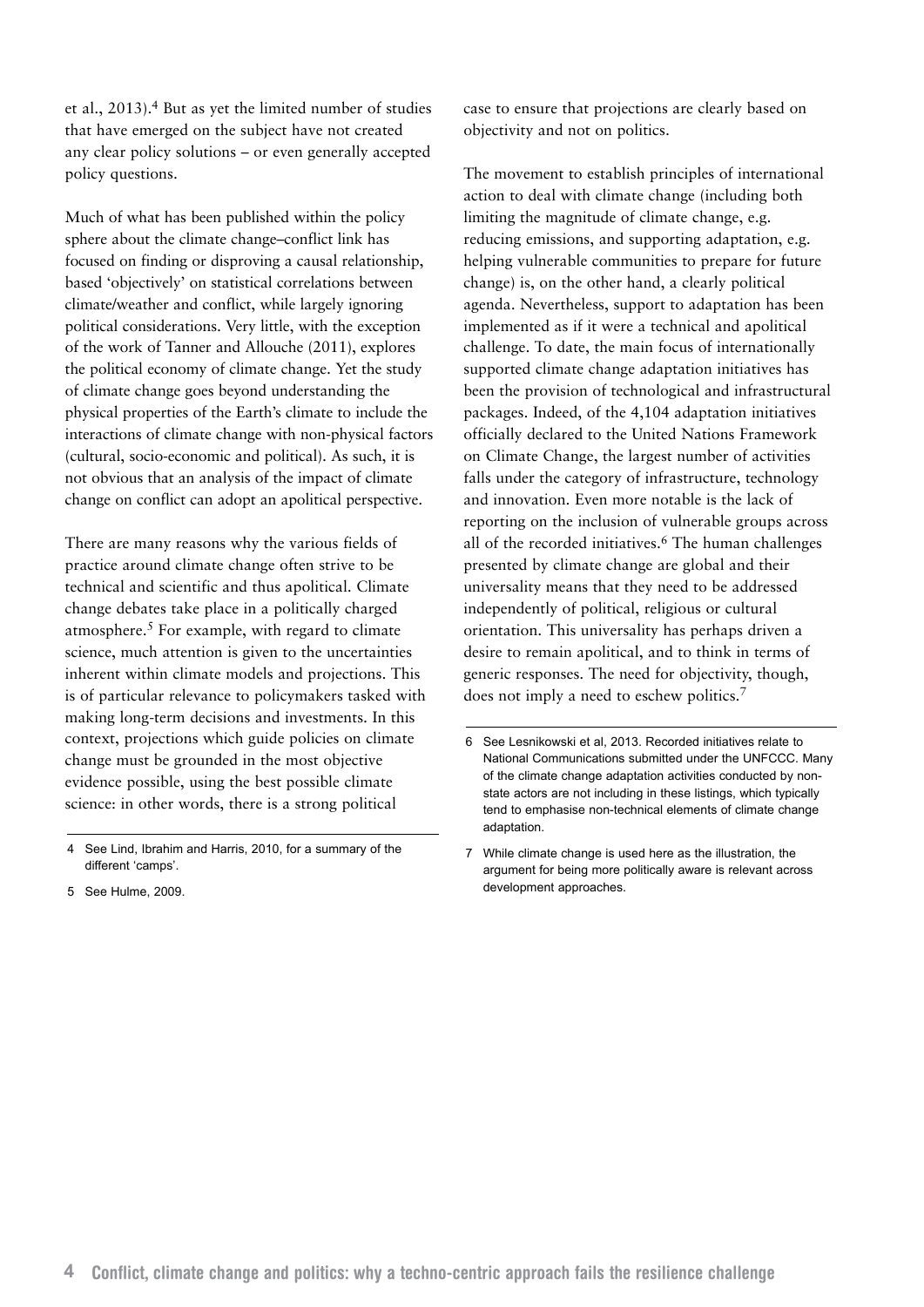et al., 2013).[4] But as yet the limited number of studies that have emerged on the subject have not created any clear policy solutions – or even generally accepted policy questions.

Much of what has been published within the policy sphere about the climate change–conflict link has focused on finding or disproving a causal relationship, based 'objectively' on statistical correlations between climate/weather and conflict, while largely ignoring political considerations. Very little, with the exception of the work of Tanner and Allouche (2011), explores the political economy of climate change. Yet the study of climate change goes beyond understanding the physical properties of the Earth's climate to include the interactions of climate change with non-physical factors (cultural, socio-economic and political). As such, it is not obvious that an analysis of the impact of climate change on conflict can adopt an apolitical perspective.

There are many reasons why the various fields of practice around climate change often strive to be technical and scientific and thus apolitical. Climate change debates take place in a politically charged atmosphere.[5] For example, with regard to climate science, much attention is given to the uncertainties inherent within climate models and projections. This is of particular relevance to policymakers tasked with making long-term decisions and investments. In this context, projections which guide policies on climate change must be grounded in the most objective evidence possible, using the best possible climate science: in other words, there is a strong political case to ensure that projections are clearly based on objectivity and not on politics.

The movement to establish principles of international action to deal with climate change (including both limiting the magnitude of climate change, e.g. reducing emissions, and supporting adaptation, e.g. helping vulnerable communities to prepare for future change) is, on the other hand, a clearly political agenda. Nevertheless, support to adaptation has been implemented as if it were a technical and apolitical challenge. To date, the main focus of internationally supported climate change adaptation initiatives has been the provision of technological and infrastructural packages. Indeed, of the 4,104 adaptation initiatives officially declared to the United Nations Framework on Climate Change, the largest number of activities falls under the category of infrastructure, technology and innovation. Even more notable is the lack of reporting on the inclusion of vulnerable groups across all of the recorded initiatives.[6] The human challenges presented by climate change are global and their universality means that they need to be addressed independently of political, religious or cultural orientation. This universality has perhaps driven a desire to remain apolitical, and to think in terms of generic responses. The need for objectivity, though, does not imply a need to eschew politics.[7]

---

4 See Lind, Ibrahim and Harris, 2010, for a summary of the different 'camps'.

5 See Hulme, 2009.

6 See Lesnikowski et al, 2013. Recorded initiatives relate to National Communications submitted under the UNFCCC. Many of the climate change adaptation activities conducted by non-state actors are not including in these listings, which typically tend to emphasise non-technical elements of climate change adaptation.

7 While climate change is used here as the illustration, the argument for being more politically aware is relevant across development approaches.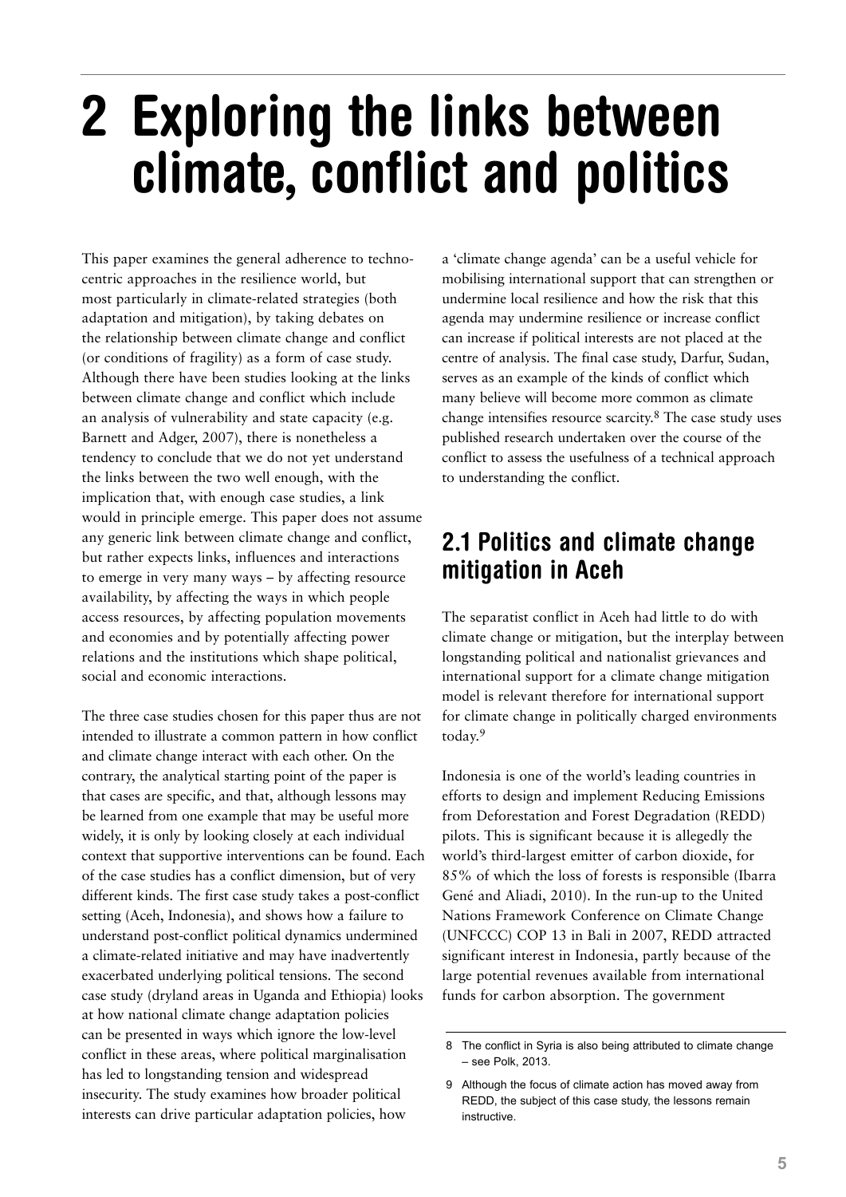# 2 Exploring the links between climate, conflict and politics

This paper examines the general adherence to techno-centric approaches in the resilience world, but most particularly in climate-related strategies (both adaptation and mitigation), by taking debates on the relationship between climate change and conflict (or conditions of fragility) as a form of case study. Although there have been studies looking at the links between climate change and conflict which include an analysis of vulnerability and state capacity (e.g. Barnett and Adger, 2007), there is nonetheless a tendency to conclude that we do not yet understand the links between the two well enough, with the implication that, with enough case studies, a link would in principle emerge. This paper does not assume any generic link between climate change and conflict, but rather expects links, influences and interactions to emerge in very many ways – by affecting resource availability, by affecting the ways in which people access resources, by affecting population movements and economies and by potentially affecting power relations and the institutions which shape political, social and economic interactions.

The three case studies chosen for this paper thus are not intended to illustrate a common pattern in how conflict and climate change interact with each other. On the contrary, the analytical starting point of the paper is that cases are specific, and that, although lessons may be learned from one example that may be useful more widely, it is only by looking closely at each individual context that supportive interventions can be found. Each of the case studies has a conflict dimension, but of very different kinds. The first case study takes a post-conflict setting (Aceh, Indonesia), and shows how a failure to understand post-conflict political dynamics undermined a climate-related initiative and may have inadvertently exacerbated underlying political tensions. The second case study (dryland areas in Uganda and Ethiopia) looks at how national climate change adaptation policies can be presented in ways which ignore the low-level conflict in these areas, where political marginalisation has led to longstanding tension and widespread insecurity. The study examines how broader political interests can drive particular adaptation policies, how a 'climate change agenda' can be a useful vehicle for mobilising international support that can strengthen or undermine local resilience and how the risk that this agenda may undermine resilience or increase conflict can increase if political interests are not placed at the centre of analysis. The final case study, Darfur, Sudan, serves as an example of the kinds of conflict which many believe will become more common as climate change intensifies resource scarcity.[8] The case study uses published research undertaken over the course of the conflict to assess the usefulness of a technical approach to understanding the conflict.

## 2.1 Politics and climate change mitigation in Aceh

The separatist conflict in Aceh had little to do with climate change or mitigation, but the interplay between longstanding political and nationalist grievances and international support for a climate change mitigation model is relevant therefore for international support for climate change in politically charged environments today.[9]

Indonesia is one of the world's leading countries in efforts to design and implement Reducing Emissions from Deforestation and Forest Degradation (REDD) pilots. This is significant because it is allegedly the world's third-largest emitter of carbon dioxide, for 85% of which the loss of forests is responsible (Ibarra Gené and Aliadi, 2010). In the run-up to the United Nations Framework Conference on Climate Change (UNFCCC) COP 13 in Bali in 2007, REDD attracted significant interest in Indonesia, partly because of the large potential revenues available from international funds for carbon absorption. The government

8 The conflict in Syria is also being attributed to climate change – see Polk, 2013.

9 Although the focus of climate action has moved away from REDD, the subject of this case study, the lessons remain instructive.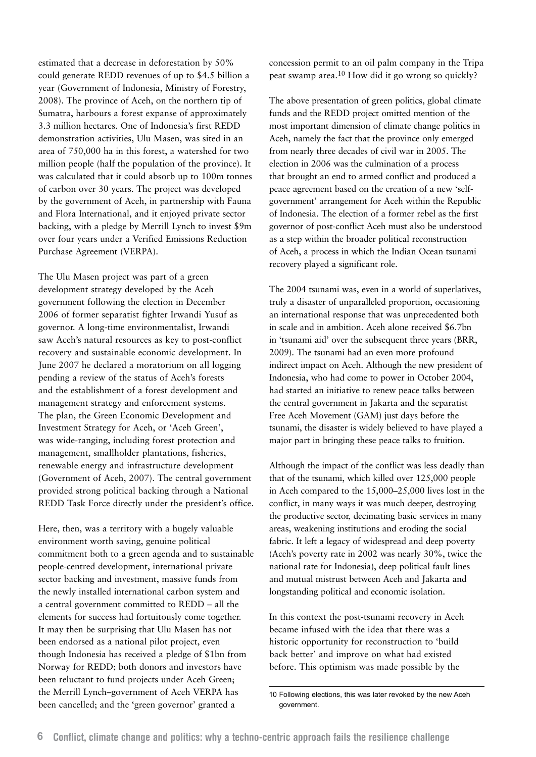estimated that a decrease in deforestation by 50% could generate REDD revenues of up to $4.5 billion a year (Government of Indonesia, Ministry of Forestry, 2008). The province of Aceh, on the northern tip of Sumatra, harbours a forest expanse of approximately 3.3 million hectares. One of Indonesia's first REDD demonstration activities, Ulu Masen, was sited in an area of 750,000 ha in this forest, a watershed for two million people (half the population of the province). It was calculated that it could absorb up to 100m tonnes of carbon over 30 years. The project was developed by the government of Aceh, in partnership with Fauna and Flora International, and it enjoyed private sector backing, with a pledge by Merrill Lynch to invest $9m over four years under a Verified Emissions Reduction Purchase Agreement (VERPA).

The Ulu Masen project was part of a green development strategy developed by the Aceh government following the election in December 2006 of former separatist fighter Irwandi Yusuf as governor. A long-time environmentalist, Irwandi saw Aceh's natural resources as key to post-conflict recovery and sustainable economic development. In June 2007 he declared a moratorium on all logging pending a review of the status of Aceh's forests and the establishment of a forest development and management strategy and enforcement systems. The plan, the Green Economic Development and Investment Strategy for Aceh, or 'Aceh Green', was wide-ranging, including forest protection and management, smallholder plantations, fisheries, renewable energy and infrastructure development (Government of Aceh, 2007). The central government provided strong political backing through a National REDD Task Force directly under the president's office.

Here, then, was a territory with a hugely valuable environment worth saving, genuine political commitment both to a green agenda and to sustainable people-centred development, international private sector backing and investment, massive funds from the newly installed international carbon system and a central government committed to REDD – all the elements for success had fortuitously come together. It may then be surprising that Ulu Masen has not been endorsed as a national pilot project, even though Indonesia has received a pledge of $1bn from Norway for REDD; both donors and investors have been reluctant to fund projects under Aceh Green; the Merrill Lynch–government of Aceh VERPA has been cancelled; and the 'green governor' granted a concession permit to an oil palm company in the Tripa peat swamp area.[10] How did it go wrong so quickly?

The above presentation of green politics, global climate funds and the REDD project omitted mention of the most important dimension of climate change politics in Aceh, namely the fact that the province only emerged from nearly three decades of civil war in 2005. The election in 2006 was the culmination of a process that brought an end to armed conflict and produced a peace agreement based on the creation of a new 'self-government' arrangement for Aceh within the Republic of Indonesia. The election of a former rebel as the first governor of post-conflict Aceh must also be understood as a step within the broader political reconstruction of Aceh, a process in which the Indian Ocean tsunami recovery played a significant role.

The 2004 tsunami was, even in a world of superlatives, truly a disaster of unparalleled proportion, occasioning an international response that was unprecedented both in scale and in ambition. Aceh alone received $6.7bn in 'tsunami aid' over the subsequent three years (BRR, 2009). The tsunami had an even more profound indirect impact on Aceh. Although the new president of Indonesia, who had come to power in October 2004, had started an initiative to renew peace talks between the central government in Jakarta and the separatist Free Aceh Movement (GAM) just days before the tsunami, the disaster is widely believed to have played a major part in bringing these peace talks to fruition.

Although the impact of the conflict was less deadly than that of the tsunami, which killed over 125,000 people in Aceh compared to the 15,000–25,000 lives lost in the conflict, in many ways it was much deeper, destroying the productive sector, decimating basic services in many areas, weakening institutions and eroding the social fabric. It left a legacy of widespread and deep poverty (Aceh's poverty rate in 2002 was nearly 30%, twice the national rate for Indonesia), deep political fault lines and mutual mistrust between Aceh and Jakarta and longstanding political and economic isolation.

In this context the post-tsunami recovery in Aceh became infused with the idea that there was a historic opportunity for reconstruction to 'build back better' and improve on what had existed before. This optimism was made possible by the

[10] Following elections, this was later revoked by the new Aceh government.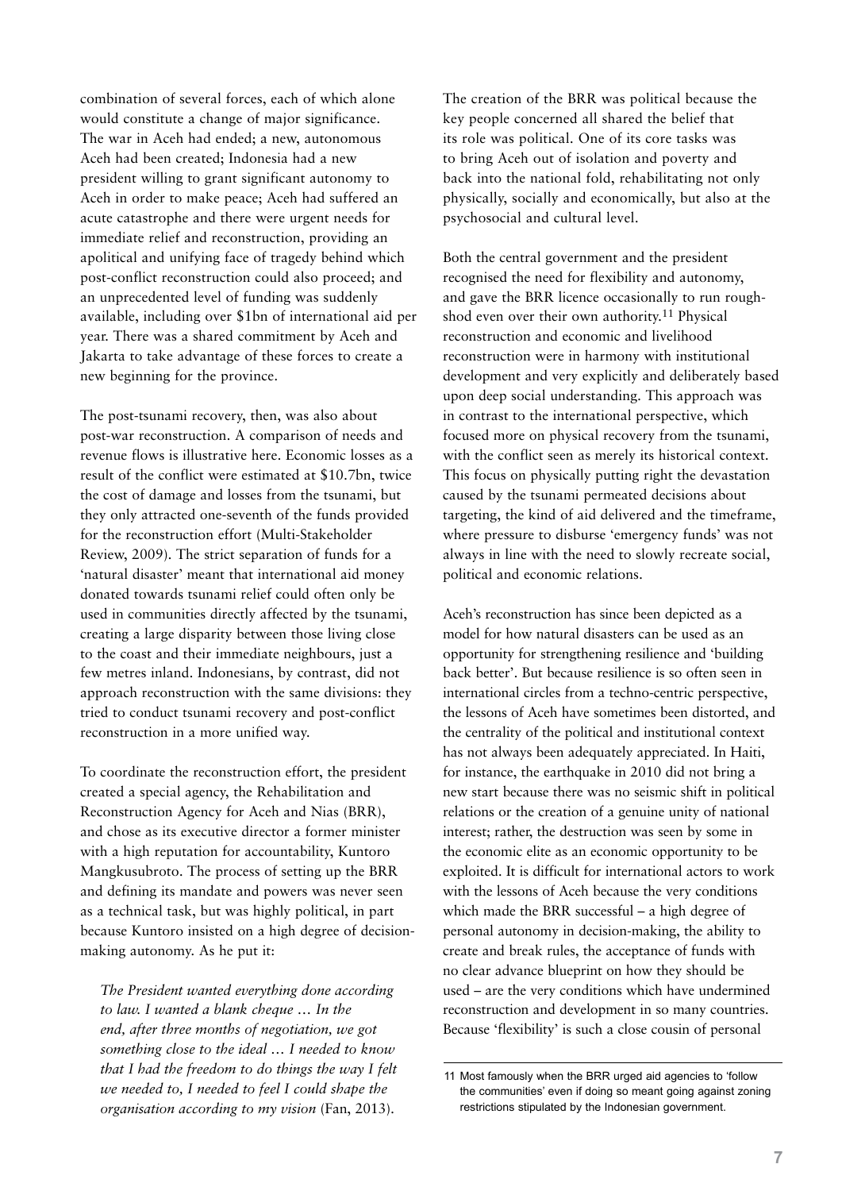combination of several forces, each of which alone would constitute a change of major significance. The war in Aceh had ended; a new, autonomous Aceh had been created; Indonesia had a new president willing to grant significant autonomy to Aceh in order to make peace; Aceh had suffered an acute catastrophe and there were urgent needs for immediate relief and reconstruction, providing an apolitical and unifying face of tragedy behind which post-conflict reconstruction could also proceed; and an unprecedented level of funding was suddenly available, including over $1bn of international aid per year. There was a shared commitment by Aceh and Jakarta to take advantage of these forces to create a new beginning for the province.

The post-tsunami recovery, then, was also about post-war reconstruction. A comparison of needs and revenue flows is illustrative here. Economic losses as a result of the conflict were estimated at $10.7bn, twice the cost of damage and losses from the tsunami, but they only attracted one-seventh of the funds provided for the reconstruction effort (Multi-Stakeholder Review, 2009). The strict separation of funds for a 'natural disaster' meant that international aid money donated towards tsunami relief could often only be used in communities directly affected by the tsunami, creating a large disparity between those living close to the coast and their immediate neighbours, just a few metres inland. Indonesians, by contrast, did not approach reconstruction with the same divisions: they tried to conduct tsunami recovery and post-conflict reconstruction in a more unified way.

To coordinate the reconstruction effort, the president created a special agency, the Rehabilitation and Reconstruction Agency for Aceh and Nias (BRR), and chose as its executive director a former minister with a high reputation for accountability, Kuntoro Mangkusubroto. The process of setting up the BRR and defining its mandate and powers was never seen as a technical task, but was highly political, in part because Kuntoro insisted on a high degree of decision-making autonomy. As he put it:

> *The President wanted everything done according to law. I wanted a blank cheque … In the end, after three months of negotiation, we got something close to the ideal … I needed to know that I had the freedom to do things the way I felt we needed to, I needed to feel I could shape the organisation according to my vision* (Fan, 2013).

The creation of the BRR was political because the key people concerned all shared the belief that its role was political. One of its core tasks was to bring Aceh out of isolation and poverty and back into the national fold, rehabilitating not only physically, socially and economically, but also at the psychosocial and cultural level.

Both the central government and the president recognised the need for flexibility and autonomy, and gave the BRR licence occasionally to run rough-shod even over their own authority.[11] Physical reconstruction and economic and livelihood reconstruction were in harmony with institutional development and very explicitly and deliberately based upon deep social understanding. This approach was in contrast to the international perspective, which focused more on physical recovery from the tsunami, with the conflict seen as merely its historical context. This focus on physically putting right the devastation caused by the tsunami permeated decisions about targeting, the kind of aid delivered and the timeframe, where pressure to disburse 'emergency funds' was not always in line with the need to slowly recreate social, political and economic relations.

Aceh's reconstruction has since been depicted as a model for how natural disasters can be used as an opportunity for strengthening resilience and 'building back better'. But because resilience is so often seen in international circles from a techno-centric perspective, the lessons of Aceh have sometimes been distorted, and the centrality of the political and institutional context has not always been adequately appreciated. In Haiti, for instance, the earthquake in 2010 did not bring a new start because there was no seismic shift in political relations or the creation of a genuine unity of national interest; rather, the destruction was seen by some in the economic elite as an economic opportunity to be exploited. It is difficult for international actors to work with the lessons of Aceh because the very conditions which made the BRR successful – a high degree of personal autonomy in decision-making, the ability to create and break rules, the acceptance of funds with no clear advance blueprint on how they should be used – are the very conditions which have undermined reconstruction and development in so many countries. Because 'flexibility' is such a close cousin of personal

---

11 Most famously when the BRR urged aid agencies to 'follow the communities' even if doing so meant going against zoning restrictions stipulated by the Indonesian government.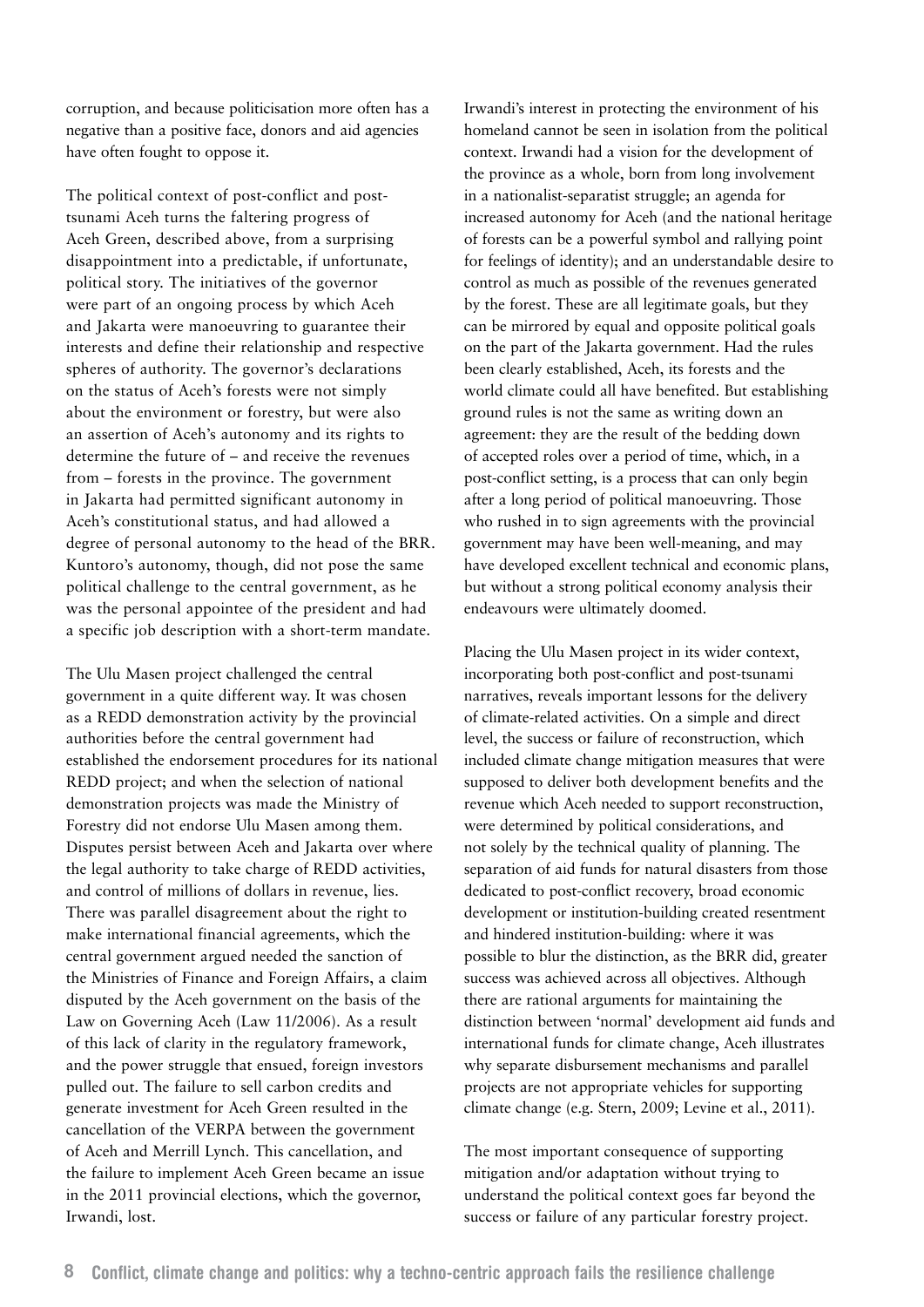corruption, and because politicisation more often has a negative than a positive face, donors and aid agencies have often fought to oppose it.

The political context of post-conflict and post-tsunami Aceh turns the faltering progress of Aceh Green, described above, from a surprising disappointment into a predictable, if unfortunate, political story. The initiatives of the governor were part of an ongoing process by which Aceh and Jakarta were manoeuvring to guarantee their interests and define their relationship and respective spheres of authority. The governor's declarations on the status of Aceh's forests were not simply about the environment or forestry, but were also an assertion of Aceh's autonomy and its rights to determine the future of – and receive the revenues from – forests in the province. The government in Jakarta had permitted significant autonomy in Aceh's constitutional status, and had allowed a degree of personal autonomy to the head of the BRR. Kuntoro's autonomy, though, did not pose the same political challenge to the central government, as he was the personal appointee of the president and had a specific job description with a short-term mandate.

The Ulu Masen project challenged the central government in a quite different way. It was chosen as a REDD demonstration activity by the provincial authorities before the central government had established the endorsement procedures for its national REDD project; and when the selection of national demonstration projects was made the Ministry of Forestry did not endorse Ulu Masen among them. Disputes persist between Aceh and Jakarta over where the legal authority to take charge of REDD activities, and control of millions of dollars in revenue, lies. There was parallel disagreement about the right to make international financial agreements, which the central government argued needed the sanction of the Ministries of Finance and Foreign Affairs, a claim disputed by the Aceh government on the basis of the Law on Governing Aceh (Law 11/2006). As a result of this lack of clarity in the regulatory framework, and the power struggle that ensued, foreign investors pulled out. The failure to sell carbon credits and generate investment for Aceh Green resulted in the cancellation of the VERPA between the government of Aceh and Merrill Lynch. This cancellation, and the failure to implement Aceh Green became an issue in the 2011 provincial elections, which the governor, Irwandi, lost.

Irwandi's interest in protecting the environment of his homeland cannot be seen in isolation from the political context. Irwandi had a vision for the development of the province as a whole, born from long involvement in a nationalist-separatist struggle; an agenda for increased autonomy for Aceh (and the national heritage of forests can be a powerful symbol and rallying point for feelings of identity); and an understandable desire to control as much as possible of the revenues generated by the forest. These are all legitimate goals, but they can be mirrored by equal and opposite political goals on the part of the Jakarta government. Had the rules been clearly established, Aceh, its forests and the world climate could all have benefited. But establishing ground rules is not the same as writing down an agreement: they are the result of the bedding down of accepted roles over a period of time, which, in a post-conflict setting, is a process that can only begin after a long period of political manoeuvring. Those who rushed in to sign agreements with the provincial government may have been well-meaning, and may have developed excellent technical and economic plans, but without a strong political economy analysis their endeavours were ultimately doomed.

Placing the Ulu Masen project in its wider context, incorporating both post-conflict and post-tsunami narratives, reveals important lessons for the delivery of climate-related activities. On a simple and direct level, the success or failure of reconstruction, which included climate change mitigation measures that were supposed to deliver both development benefits and the revenue which Aceh needed to support reconstruction, were determined by political considerations, and not solely by the technical quality of planning. The separation of aid funds for natural disasters from those dedicated to post-conflict recovery, broad economic development or institution-building created resentment and hindered institution-building: where it was possible to blur the distinction, as the BRR did, greater success was achieved across all objectives. Although there are rational arguments for maintaining the distinction between 'normal' development aid funds and international funds for climate change, Aceh illustrates why separate disbursement mechanisms and parallel projects are not appropriate vehicles for supporting climate change (e.g. Stern, 2009; Levine et al., 2011).

The most important consequence of supporting mitigation and/or adaptation without trying to understand the political context goes far beyond the success or failure of any particular forestry project.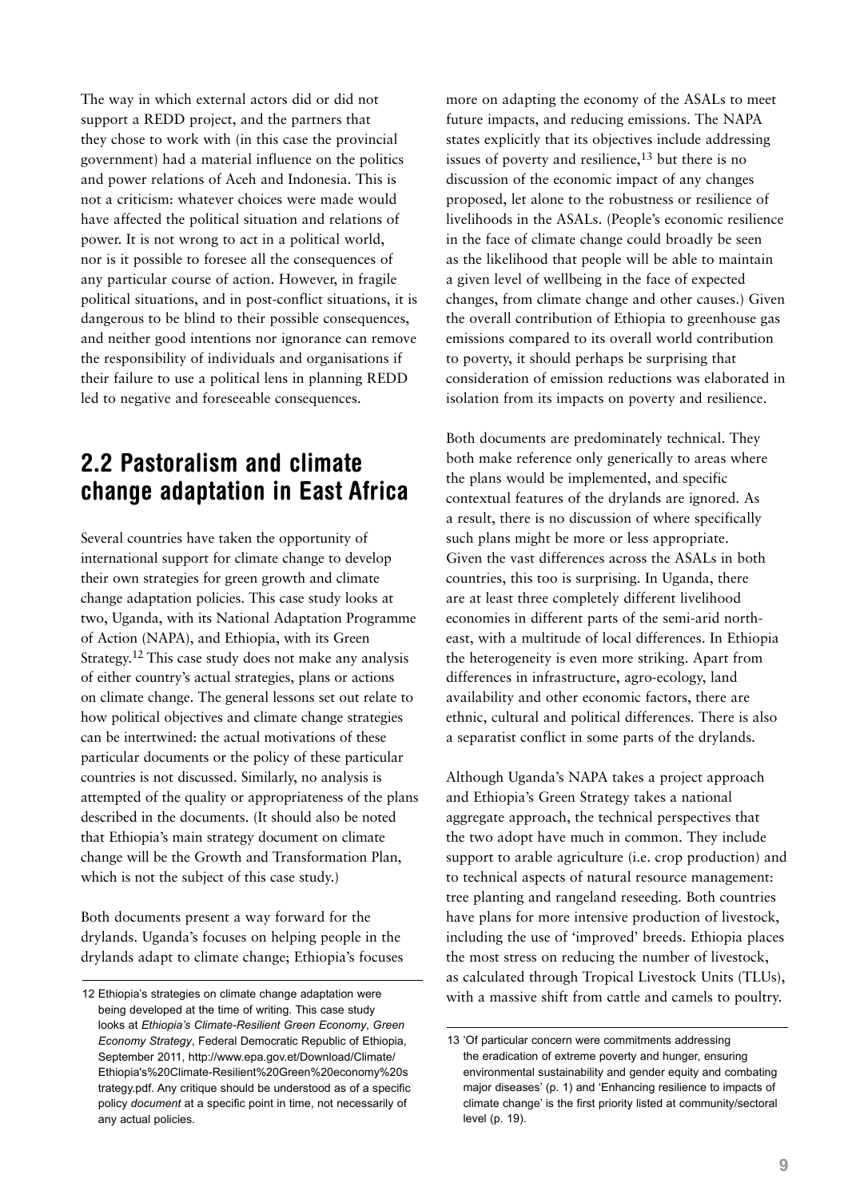The way in which external actors did or did not support a REDD project, and the partners that they chose to work with (in this case the provincial government) had a material influence on the politics and power relations of Aceh and Indonesia. This is not a criticism: whatever choices were made would have affected the political situation and relations of power. It is not wrong to act in a political world, nor is it possible to foresee all the consequences of any particular course of action. However, in fragile political situations, and in post-conflict situations, it is dangerous to be blind to their possible consequences, and neither good intentions nor ignorance can remove the responsibility of individuals and organisations if their failure to use a political lens in planning REDD led to negative and foreseeable consequences.

## 2.2 Pastoralism and climate change adaptation in East Africa

Several countries have taken the opportunity of international support for climate change to develop their own strategies for green growth and climate change adaptation policies. This case study looks at two, Uganda, with its National Adaptation Programme of Action (NAPA), and Ethiopia, with its Green Strategy.[12] This case study does not make any analysis of either country's actual strategies, plans or actions on climate change. The general lessons set out relate to how political objectives and climate change strategies can be intertwined: the actual motivations of these particular documents or the policy of these particular countries is not discussed. Similarly, no analysis is attempted of the quality or appropriateness of the plans described in the documents. (It should also be noted that Ethiopia's main strategy document on climate change will be the Growth and Transformation Plan, which is not the subject of this case study.)

Both documents present a way forward for the drylands. Uganda's focuses on helping people in the drylands adapt to climate change; Ethiopia's focuses more on adapting the economy of the ASALs to meet future impacts, and reducing emissions. The NAPA states explicitly that its objectives include addressing issues of poverty and resilience,[13] but there is no discussion of the economic impact of any changes proposed, let alone to the robustness or resilience of livelihoods in the ASALs. (People's economic resilience in the face of climate change could broadly be seen as the likelihood that people will be able to maintain a given level of wellbeing in the face of expected changes, from climate change and other causes.) Given the overall contribution of Ethiopia to greenhouse gas emissions compared to its overall world contribution to poverty, it should perhaps be surprising that consideration of emission reductions was elaborated in isolation from its impacts on poverty and resilience.

Both documents are predominately technical. They both make reference only generically to areas where the plans would be implemented, and specific contextual features of the drylands are ignored. As a result, there is no discussion of where specifically such plans might be more or less appropriate. Given the vast differences across the ASALs in both countries, this too is surprising. In Uganda, there are at least three completely different livelihood economies in different parts of the semi-arid north-east, with a multitude of local differences. In Ethiopia the heterogeneity is even more striking. Apart from differences in infrastructure, agro-ecology, land availability and other economic factors, there are ethnic, cultural and political differences. There is also a separatist conflict in some parts of the drylands.

Although Uganda's NAPA takes a project approach and Ethiopia's Green Strategy takes a national aggregate approach, the technical perspectives that the two adopt have much in common. They include support to arable agriculture (i.e. crop production) and to technical aspects of natural resource management: tree planting and rangeland reseeding. Both countries have plans for more intensive production of livestock, including the use of 'improved' breeds. Ethiopia places the most stress on reducing the number of livestock, as calculated through Tropical Livestock Units (TLUs), with a massive shift from cattle and camels to poultry.

---

12 Ethiopia's strategies on climate change adaptation were being developed at the time of writing. This case study looks at *Ethiopia's Climate-Resilient Green Economy*, *Green Economy Strategy*, Federal Democratic Republic of Ethiopia, September 2011, http://www.epa.gov.et/Download/Climate/Ethiopia's%20Climate-Resilient%20Green%20economy%20strategy.pdf. Any critique should be understood as of a specific policy *document* at a specific point in time, not necessarily of any actual policies.

13 'Of particular concern were commitments addressing the eradication of extreme poverty and hunger, ensuring environmental sustainability and gender equity and combating major diseases' (p. 1) and 'Enhancing resilience to impacts of climate change' is the first priority listed at community/sectoral level (p. 19).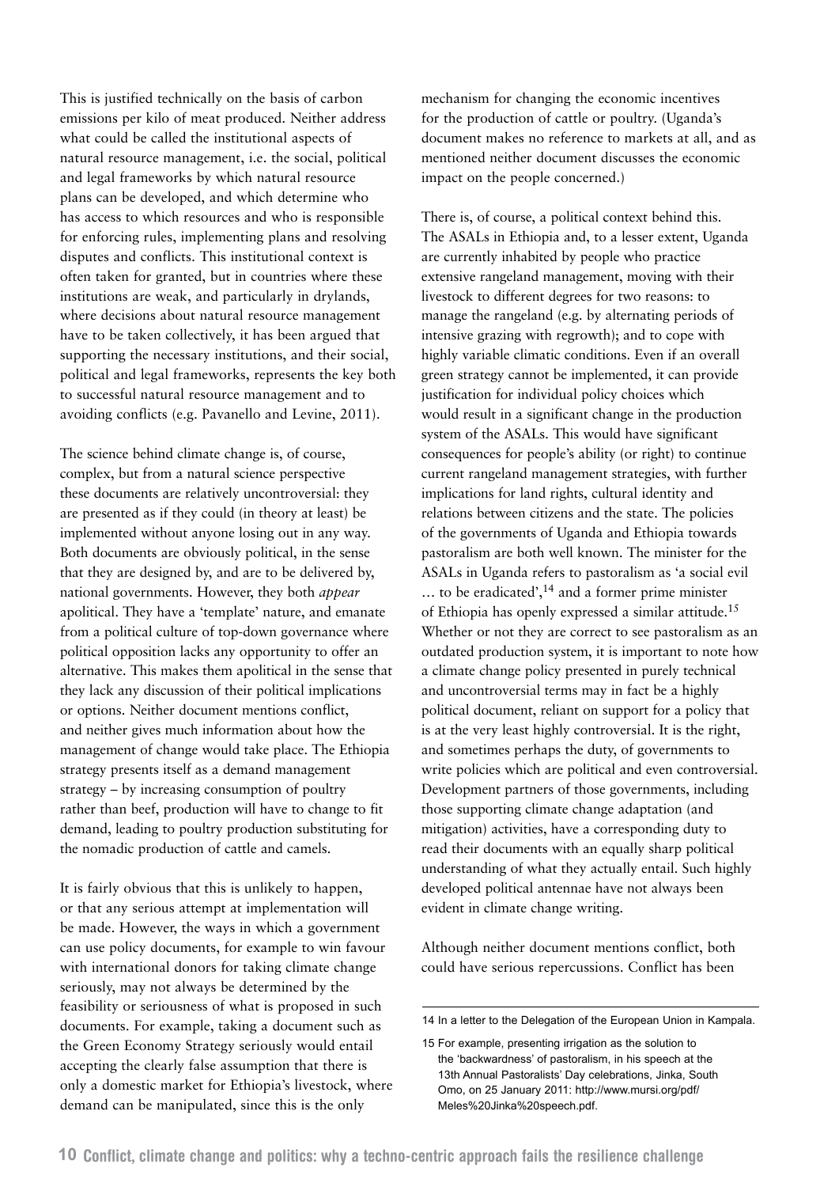This is justified technically on the basis of carbon emissions per kilo of meat produced. Neither address what could be called the institutional aspects of natural resource management, i.e. the social, political and legal frameworks by which natural resource plans can be developed, and which determine who has access to which resources and who is responsible for enforcing rules, implementing plans and resolving disputes and conflicts. This institutional context is often taken for granted, but in countries where these institutions are weak, and particularly in drylands, where decisions about natural resource management have to be taken collectively, it has been argued that supporting the necessary institutions, and their social, political and legal frameworks, represents the key both to successful natural resource management and to avoiding conflicts (e.g. Pavanello and Levine, 2011).

The science behind climate change is, of course, complex, but from a natural science perspective these documents are relatively uncontroversial: they are presented as if they could (in theory at least) be implemented without anyone losing out in any way. Both documents are obviously political, in the sense that they are designed by, and are to be delivered by, national governments. However, they both *appear* apolitical. They have a 'template' nature, and emanate from a political culture of top-down governance where political opposition lacks any opportunity to offer an alternative. This makes them apolitical in the sense that they lack any discussion of their political implications or options. Neither document mentions conflict, and neither gives much information about how the management of change would take place. The Ethiopia strategy presents itself as a demand management strategy – by increasing consumption of poultry rather than beef, production will have to change to fit demand, leading to poultry production substituting for the nomadic production of cattle and camels.

It is fairly obvious that this is unlikely to happen, or that any serious attempt at implementation will be made. However, the ways in which a government can use policy documents, for example to win favour with international donors for taking climate change seriously, may not always be determined by the feasibility or seriousness of what is proposed in such documents. For example, taking a document such as the Green Economy Strategy seriously would entail accepting the clearly false assumption that there is only a domestic market for Ethiopia's livestock, where demand can be manipulated, since this is the only mechanism for changing the economic incentives for the production of cattle or poultry. (Uganda's document makes no reference to markets at all, and as mentioned neither document discusses the economic impact on the people concerned.)

There is, of course, a political context behind this. The ASALs in Ethiopia and, to a lesser extent, Uganda are currently inhabited by people who practice extensive rangeland management, moving with their livestock to different degrees for two reasons: to manage the rangeland (e.g. by alternating periods of intensive grazing with regrowth); and to cope with highly variable climatic conditions. Even if an overall green strategy cannot be implemented, it can provide justification for individual policy choices which would result in a significant change in the production system of the ASALs. This would have significant consequences for people's ability (or right) to continue current rangeland management strategies, with further implications for land rights, cultural identity and relations between citizens and the state. The policies of the governments of Uganda and Ethiopia towards pastoralism are both well known. The minister for the ASALs in Uganda refers to pastoralism as 'a social evil … to be eradicated',[14] and a former prime minister of Ethiopia has openly expressed a similar attitude.[15] Whether or not they are correct to see pastoralism as an outdated production system, it is important to note how a climate change policy presented in purely technical and uncontroversial terms may in fact be a highly political document, reliant on support for a policy that is at the very least highly controversial. It is the right, and sometimes perhaps the duty, of governments to write policies which are political and even controversial. Development partners of those governments, including those supporting climate change adaptation (and mitigation) activities, have a corresponding duty to read their documents with an equally sharp political understanding of what they actually entail. Such highly developed political antennae have not always been evident in climate change writing.

Although neither document mentions conflict, both could have serious repercussions. Conflict has been

---

14 In a letter to the Delegation of the European Union in Kampala.

15 For example, presenting irrigation as the solution to the 'backwardness' of pastoralism, in his speech at the 13th Annual Pastoralists' Day celebrations, Jinka, South Omo, on 25 January 2011: http://www.mursi.org/pdf/Meles%20Jinka%20speech.pdf.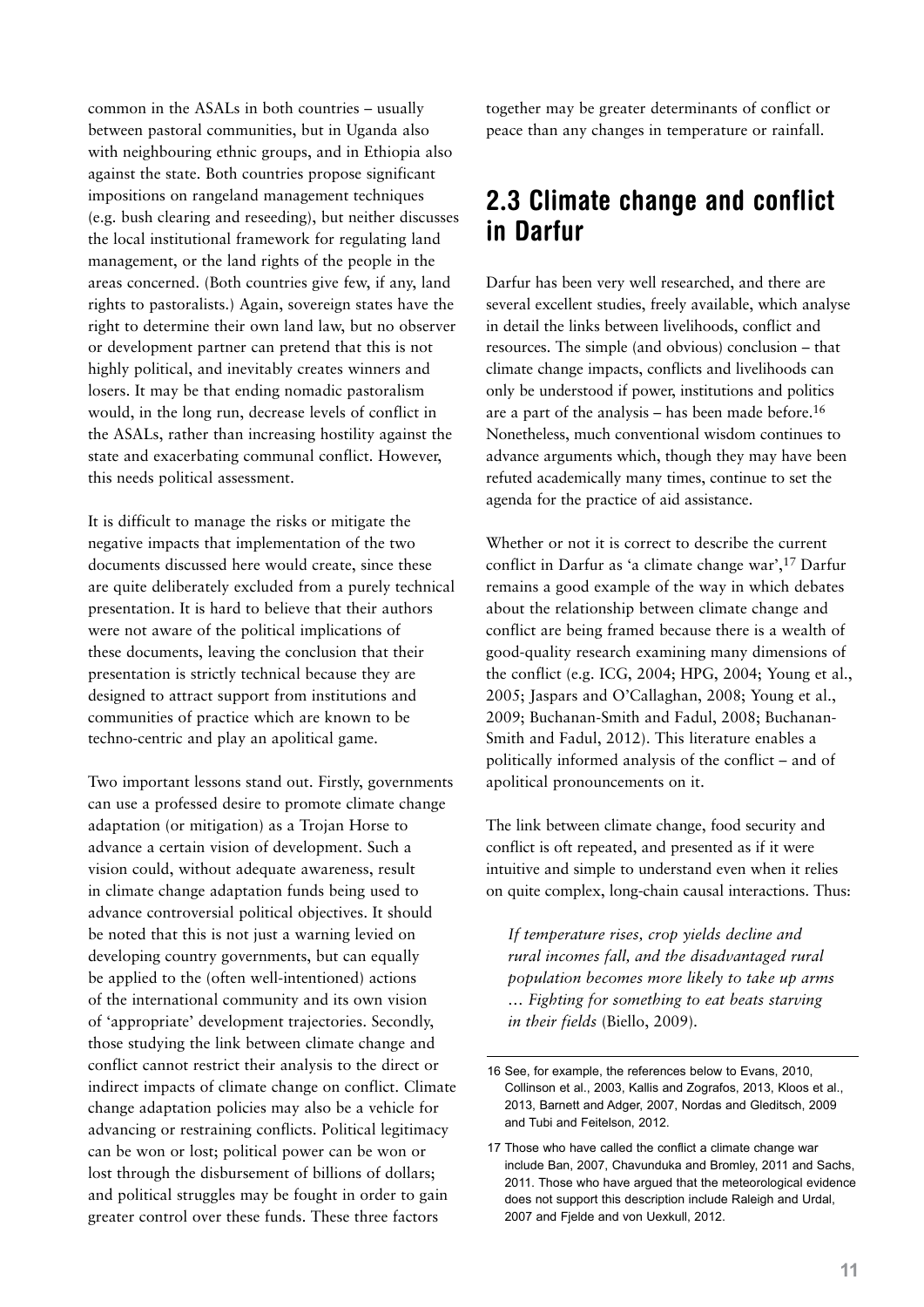common in the ASALs in both countries – usually between pastoral communities, but in Uganda also with neighbouring ethnic groups, and in Ethiopia also against the state. Both countries propose significant impositions on rangeland management techniques (e.g. bush clearing and reseeding), but neither discusses the local institutional framework for regulating land management, or the land rights of the people in the areas concerned. (Both countries give few, if any, land rights to pastoralists.) Again, sovereign states have the right to determine their own land law, but no observer or development partner can pretend that this is not highly political, and inevitably creates winners and losers. It may be that ending nomadic pastoralism would, in the long run, decrease levels of conflict in the ASALs, rather than increasing hostility against the state and exacerbating communal conflict. However, this needs political assessment.

It is difficult to manage the risks or mitigate the negative impacts that implementation of the two documents discussed here would create, since these are quite deliberately excluded from a purely technical presentation. It is hard to believe that their authors were not aware of the political implications of these documents, leaving the conclusion that their presentation is strictly technical because they are designed to attract support from institutions and communities of practice which are known to be techno-centric and play an apolitical game.

Two important lessons stand out. Firstly, governments can use a professed desire to promote climate change adaptation (or mitigation) as a Trojan Horse to advance a certain vision of development. Such a vision could, without adequate awareness, result in climate change adaptation funds being used to advance controversial political objectives. It should be noted that this is not just a warning levied on developing country governments, but can equally be applied to the (often well-intentioned) actions of the international community and its own vision of 'appropriate' development trajectories. Secondly, those studying the link between climate change and conflict cannot restrict their analysis to the direct or indirect impacts of climate change on conflict. Climate change adaptation policies may also be a vehicle for advancing or restraining conflicts. Political legitimacy can be won or lost; political power can be won or lost through the disbursement of billions of dollars; and political struggles may be fought in order to gain greater control over these funds. These three factors together may be greater determinants of conflict or peace than any changes in temperature or rainfall.

## 2.3 Climate change and conflict in Darfur

Darfur has been very well researched, and there are several excellent studies, freely available, which analyse in detail the links between livelihoods, conflict and resources. The simple (and obvious) conclusion – that climate change impacts, conflicts and livelihoods can only be understood if power, institutions and politics are a part of the analysis – has been made before.[16] Nonetheless, much conventional wisdom continues to advance arguments which, though they may have been refuted academically many times, continue to set the agenda for the practice of aid assistance.

Whether or not it is correct to describe the current conflict in Darfur as 'a climate change war',[17] Darfur remains a good example of the way in which debates about the relationship between climate change and conflict are being framed because there is a wealth of good-quality research examining many dimensions of the conflict (e.g. ICG, 2004; HPG, 2004; Young et al., 2005; Jaspars and O'Callaghan, 2008; Young et al., 2009; Buchanan-Smith and Fadul, 2008; Buchanan-Smith and Fadul, 2012). This literature enables a politically informed analysis of the conflict – and of apolitical pronouncements on it.

The link between climate change, food security and conflict is oft repeated, and presented as if it were intuitive and simple to understand even when it relies on quite complex, long-chain causal interactions. Thus:

> *If temperature rises, crop yields decline and rural incomes fall, and the disadvantaged rural population becomes more likely to take up arms … Fighting for something to eat beats starving in their fields* (Biello, 2009).

---

16 See, for example, the references below to Evans, 2010, Collinson et al., 2003, Kallis and Zografos, 2013, Kloos et al., 2013, Barnett and Adger, 2007, Nordas and Gleditsch, 2009 and Tubi and Feitelson, 2012.

17 Those who have called the conflict a climate change war include Ban, 2007, Chavunduka and Bromley, 2011 and Sachs, 2011. Those who have argued that the meteorological evidence does not support this description include Raleigh and Urdal, 2007 and Fjelde and von Uexkull, 2012.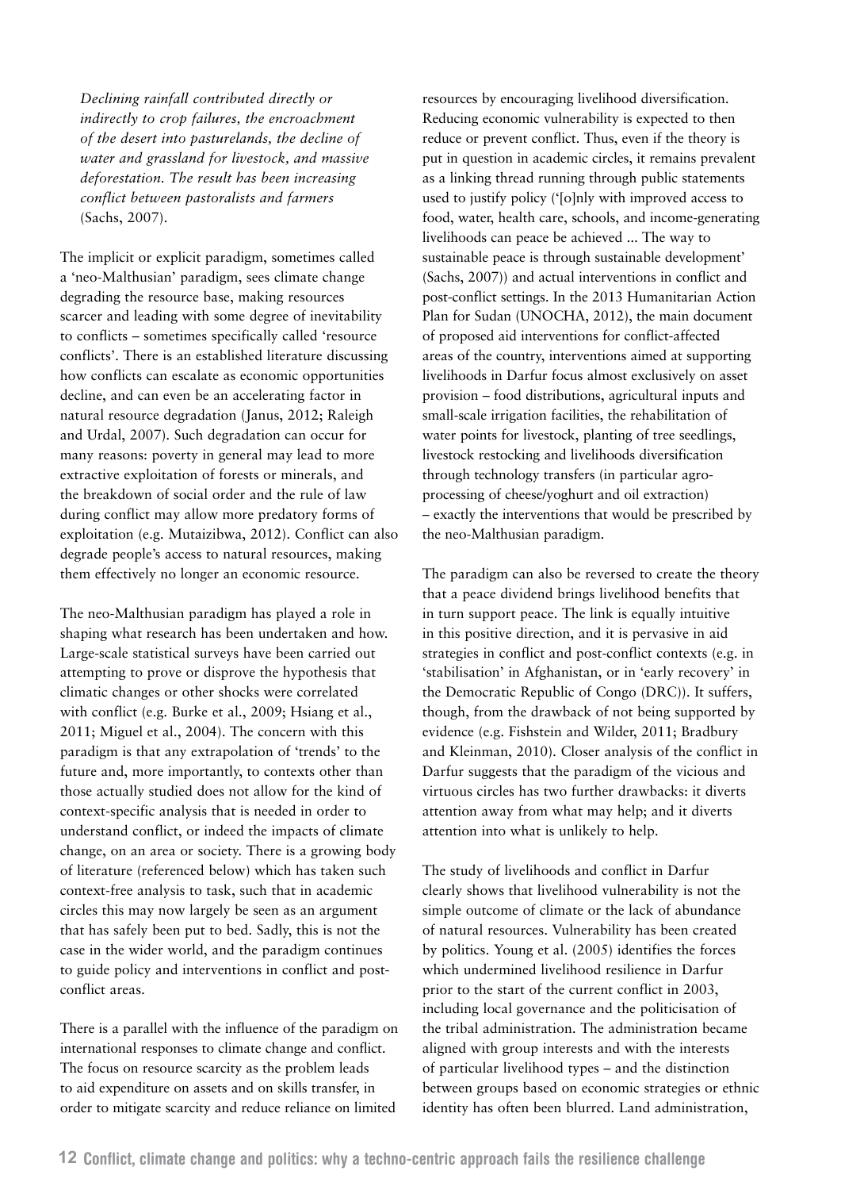*Declining rainfall contributed directly or indirectly to crop failures, the encroachment of the desert into pasturelands, the decline of water and grassland for livestock, and massive deforestation. The result has been increasing conflict between pastoralists and farmers* (Sachs, 2007).

The implicit or explicit paradigm, sometimes called a 'neo-Malthusian' paradigm, sees climate change degrading the resource base, making resources scarcer and leading with some degree of inevitability to conflicts – sometimes specifically called 'resource conflicts'. There is an established literature discussing how conflicts can escalate as economic opportunities decline, and can even be an accelerating factor in natural resource degradation (Janus, 2012; Raleigh and Urdal, 2007). Such degradation can occur for many reasons: poverty in general may lead to more extractive exploitation of forests or minerals, and the breakdown of social order and the rule of law during conflict may allow more predatory forms of exploitation (e.g. Mutaizibwa, 2012). Conflict can also degrade people's access to natural resources, making them effectively no longer an economic resource.

The neo-Malthusian paradigm has played a role in shaping what research has been undertaken and how. Large-scale statistical surveys have been carried out attempting to prove or disprove the hypothesis that climatic changes or other shocks were correlated with conflict (e.g. Burke et al., 2009; Hsiang et al., 2011; Miguel et al., 2004). The concern with this paradigm is that any extrapolation of 'trends' to the future and, more importantly, to contexts other than those actually studied does not allow for the kind of context-specific analysis that is needed in order to understand conflict, or indeed the impacts of climate change, on an area or society. There is a growing body of literature (referenced below) which has taken such context-free analysis to task, such that in academic circles this may now largely be seen as an argument that has safely been put to bed. Sadly, this is not the case in the wider world, and the paradigm continues to guide policy and interventions in conflict and post-conflict areas.

There is a parallel with the influence of the paradigm on international responses to climate change and conflict. The focus on resource scarcity as the problem leads to aid expenditure on assets and on skills transfer, in order to mitigate scarcity and reduce reliance on limited resources by encouraging livelihood diversification. Reducing economic vulnerability is expected to then reduce or prevent conflict. Thus, even if the theory is put in question in academic circles, it remains prevalent as a linking thread running through public statements used to justify policy ('[o]nly with improved access to food, water, health care, schools, and income-generating livelihoods can peace be achieved ... The way to sustainable peace is through sustainable development' (Sachs, 2007)) and actual interventions in conflict and post-conflict settings. In the 2013 Humanitarian Action Plan for Sudan (UNOCHA, 2012), the main document of proposed aid interventions for conflict-affected areas of the country, interventions aimed at supporting livelihoods in Darfur focus almost exclusively on asset provision – food distributions, agricultural inputs and small-scale irrigation facilities, the rehabilitation of water points for livestock, planting of tree seedlings, livestock restocking and livelihoods diversification through technology transfers (in particular agro-processing of cheese/yoghurt and oil extraction) – exactly the interventions that would be prescribed by the neo-Malthusian paradigm.

The paradigm can also be reversed to create the theory that a peace dividend brings livelihood benefits that in turn support peace. The link is equally intuitive in this positive direction, and it is pervasive in aid strategies in conflict and post-conflict contexts (e.g. in 'stabilisation' in Afghanistan, or in 'early recovery' in the Democratic Republic of Congo (DRC)). It suffers, though, from the drawback of not being supported by evidence (e.g. Fishstein and Wilder, 2011; Bradbury and Kleinman, 2010). Closer analysis of the conflict in Darfur suggests that the paradigm of the vicious and virtuous circles has two further drawbacks: it diverts attention away from what may help; and it diverts attention into what is unlikely to help.

The study of livelihoods and conflict in Darfur clearly shows that livelihood vulnerability is not the simple outcome of climate or the lack of abundance of natural resources. Vulnerability has been created by politics. Young et al. (2005) identifies the forces which undermined livelihood resilience in Darfur prior to the start of the current conflict in 2003, including local governance and the politicisation of the tribal administration. The administration became aligned with group interests and with the interests of particular livelihood types – and the distinction between groups based on economic strategies or ethnic identity has often been blurred. Land administration,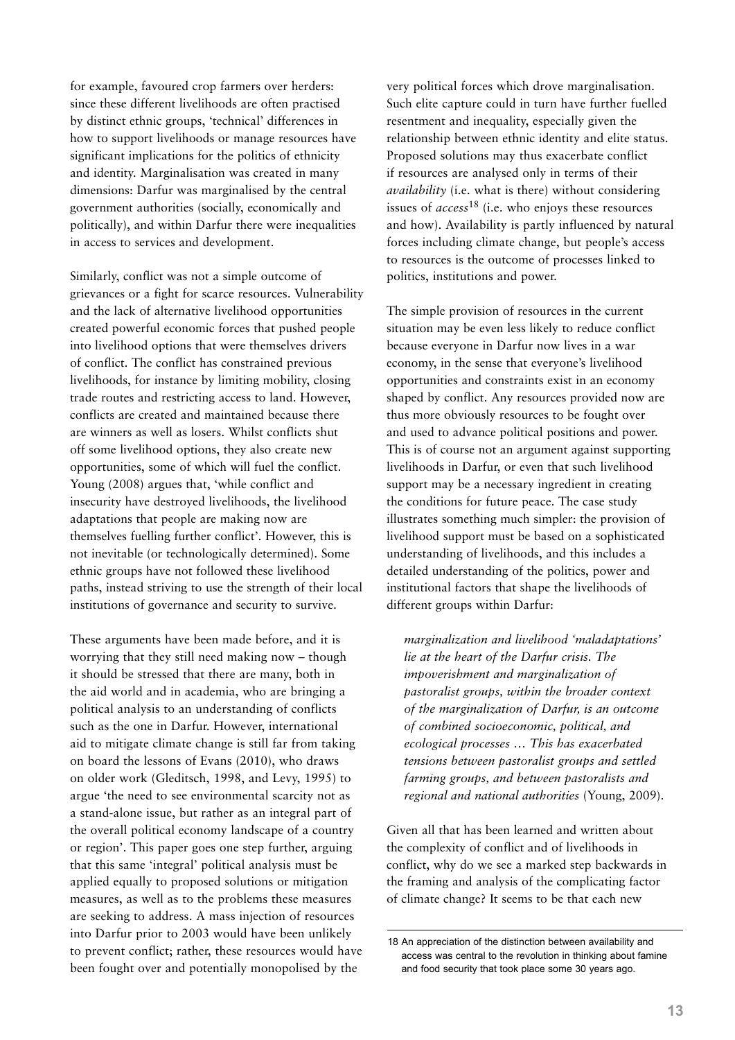for example, favoured crop farmers over herders: since these different livelihoods are often practised by distinct ethnic groups, 'technical' differences in how to support livelihoods or manage resources have significant implications for the politics of ethnicity and identity. Marginalisation was created in many dimensions: Darfur was marginalised by the central government authorities (socially, economically and politically), and within Darfur there were inequalities in access to services and development.

Similarly, conflict was not a simple outcome of grievances or a fight for scarce resources. Vulnerability and the lack of alternative livelihood opportunities created powerful economic forces that pushed people into livelihood options that were themselves drivers of conflict. The conflict has constrained previous livelihoods, for instance by limiting mobility, closing trade routes and restricting access to land. However, conflicts are created and maintained because there are winners as well as losers. Whilst conflicts shut off some livelihood options, they also create new opportunities, some of which will fuel the conflict. Young (2008) argues that, 'while conflict and insecurity have destroyed livelihoods, the livelihood adaptations that people are making now are themselves fuelling further conflict'. However, this is not inevitable (or technologically determined). Some ethnic groups have not followed these livelihood paths, instead striving to use the strength of their local institutions of governance and security to survive.

These arguments have been made before, and it is worrying that they still need making now – though it should be stressed that there are many, both in the aid world and in academia, who are bringing a political analysis to an understanding of conflicts such as the one in Darfur. However, international aid to mitigate climate change is still far from taking on board the lessons of Evans (2010), who draws on older work (Gleditsch, 1998, and Levy, 1995) to argue 'the need to see environmental scarcity not as a stand-alone issue, but rather as an integral part of the overall political economy landscape of a country or region'. This paper goes one step further, arguing that this same 'integral' political analysis must be applied equally to proposed solutions or mitigation measures, as well as to the problems these measures are seeking to address. A mass injection of resources into Darfur prior to 2003 would have been unlikely to prevent conflict; rather, these resources would have been fought over and potentially monopolised by the very political forces which drove marginalisation. Such elite capture could in turn have further fuelled resentment and inequality, especially given the relationship between ethnic identity and elite status. Proposed solutions may thus exacerbate conflict if resources are analysed only in terms of their *availability* (i.e. what is there) without considering issues of *access*[18] (i.e. who enjoys these resources and how). Availability is partly influenced by natural forces including climate change, but people's access to resources is the outcome of processes linked to politics, institutions and power.

The simple provision of resources in the current situation may be even less likely to reduce conflict because everyone in Darfur now lives in a war economy, in the sense that everyone's livelihood opportunities and constraints exist in an economy shaped by conflict. Any resources provided now are thus more obviously resources to be fought over and used to advance political positions and power. This is of course not an argument against supporting livelihoods in Darfur, or even that such livelihood support may be a necessary ingredient in creating the conditions for future peace. The case study illustrates something much simpler: the provision of livelihood support must be based on a sophisticated understanding of livelihoods, and this includes a detailed understanding of the politics, power and institutional factors that shape the livelihoods of different groups within Darfur:

> *marginalization and livelihood 'maladaptations' lie at the heart of the Darfur crisis. The impoverishment and marginalization of pastoralist groups, within the broader context of the marginalization of Darfur, is an outcome of combined socioeconomic, political, and ecological processes … This has exacerbated tensions between pastoralist groups and settled farming groups, and between pastoralists and regional and national authorities* (Young, 2009).

Given all that has been learned and written about the complexity of conflict and of livelihoods in conflict, why do we see a marked step backwards in the framing and analysis of the complicating factor of climate change? It seems to be that each new

---

18 An appreciation of the distinction between availability and access was central to the revolution in thinking about famine and food security that took place some 30 years ago.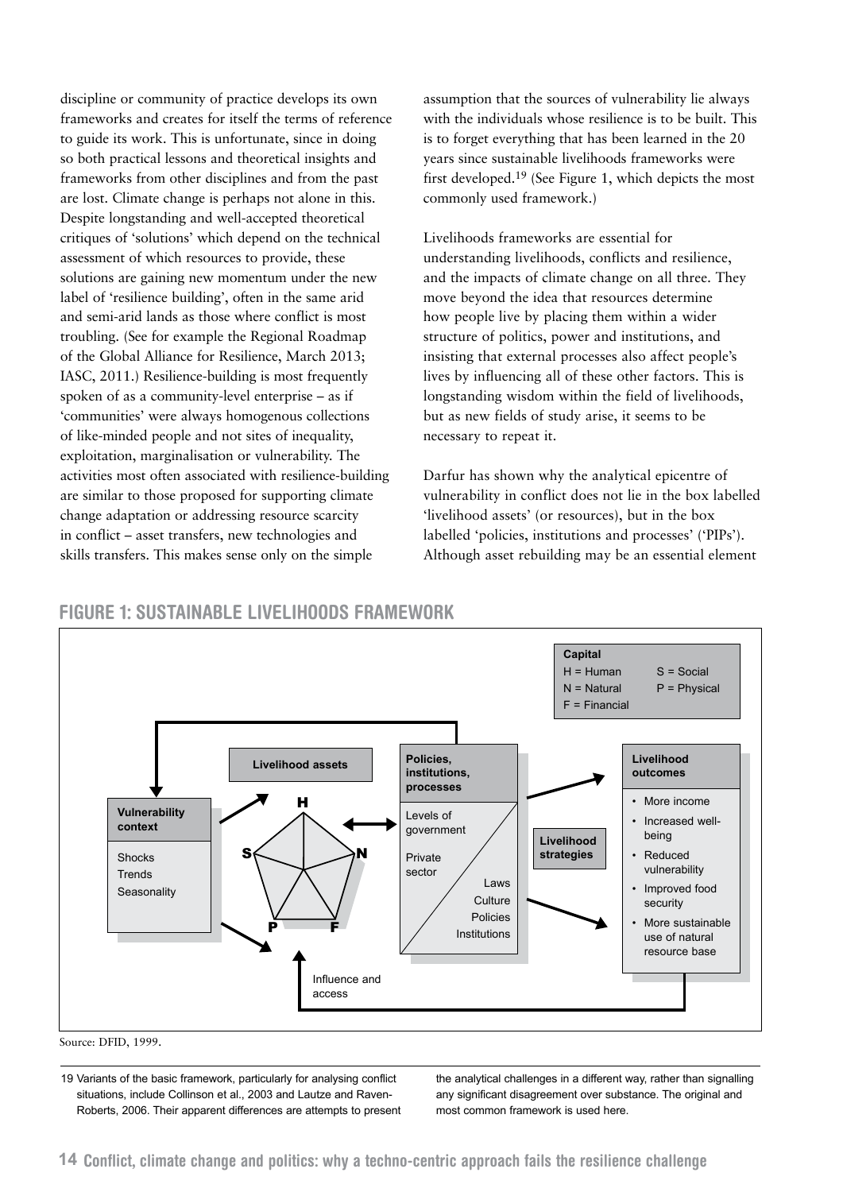discipline or community of practice develops its own frameworks and creates for itself the terms of reference to guide its work. This is unfortunate, since in doing so both practical lessons and theoretical insights and frameworks from other disciplines and from the past are lost. Climate change is perhaps not alone in this. Despite longstanding and well-accepted theoretical critiques of 'solutions' which depend on the technical assessment of which resources to provide, these solutions are gaining new momentum under the new label of 'resilience building', often in the same arid and semi-arid lands as those where conflict is most troubling. (See for example the Regional Roadmap of the Global Alliance for Resilience, March 2013; IASC, 2011.) Resilience-building is most frequently spoken of as a community-level enterprise – as if 'communities' were always homogenous collections of like-minded people and not sites of inequality, exploitation, marginalisation or vulnerability. The activities most often associated with resilience-building are similar to those proposed for supporting climate change adaptation or addressing resource scarcity in conflict – asset transfers, new technologies and skills transfers. This makes sense only on the simple assumption that the sources of vulnerability lie always with the individuals whose resilience is to be built. This is to forget everything that has been learned in the 20 years since sustainable livelihoods frameworks were first developed.[19] (See Figure 1, which depicts the most commonly used framework.)

Livelihoods frameworks are essential for understanding livelihoods, conflicts and resilience, and the impacts of climate change on all three. They move beyond the idea that resources determine how people live by placing them within a wider structure of politics, power and institutions, and insisting that external processes also affect people's lives by influencing all of these other factors. This is longstanding wisdom within the field of livelihoods, but as new fields of study arise, it seems to be necessary to repeat it.

Darfur has shown why the analytical epicentre of vulnerability in conflict does not lie in the box labelled 'livelihood assets' (or resources), but in the box labelled 'policies, institutions and processes' ('PIPs'). Although asset rebuilding may be an essential element

## FIGURE 1: SUSTAINABLE LIVELIHOODS FRAMEWORK

**Capital**
H = Human S = Social
N = Natural P = Physical
F = Financial

**Vulnerability context**
- Shocks
- Trends
- Seasonality

**Livelihood assets**
H, N, F, P, S

**Policies, institutions, processes**
Levels of government; Private sector; Laws; Culture; Policies; Institutions

Influence and access

**Livelihood strategies**

**Livelihood outcomes**
- More income
- Increased well-being
- Reduced vulnerability
- Improved food security
- More sustainable use of natural resource base

Source: DFID, 1999.

19 Variants of the basic framework, particularly for analysing conflict situations, include Collinson et al., 2003 and Lautze and Raven-Roberts, 2006. Their apparent differences are attempts to present the analytical challenges in a different way, rather than signalling any significant disagreement over substance. The original and most common framework is used here.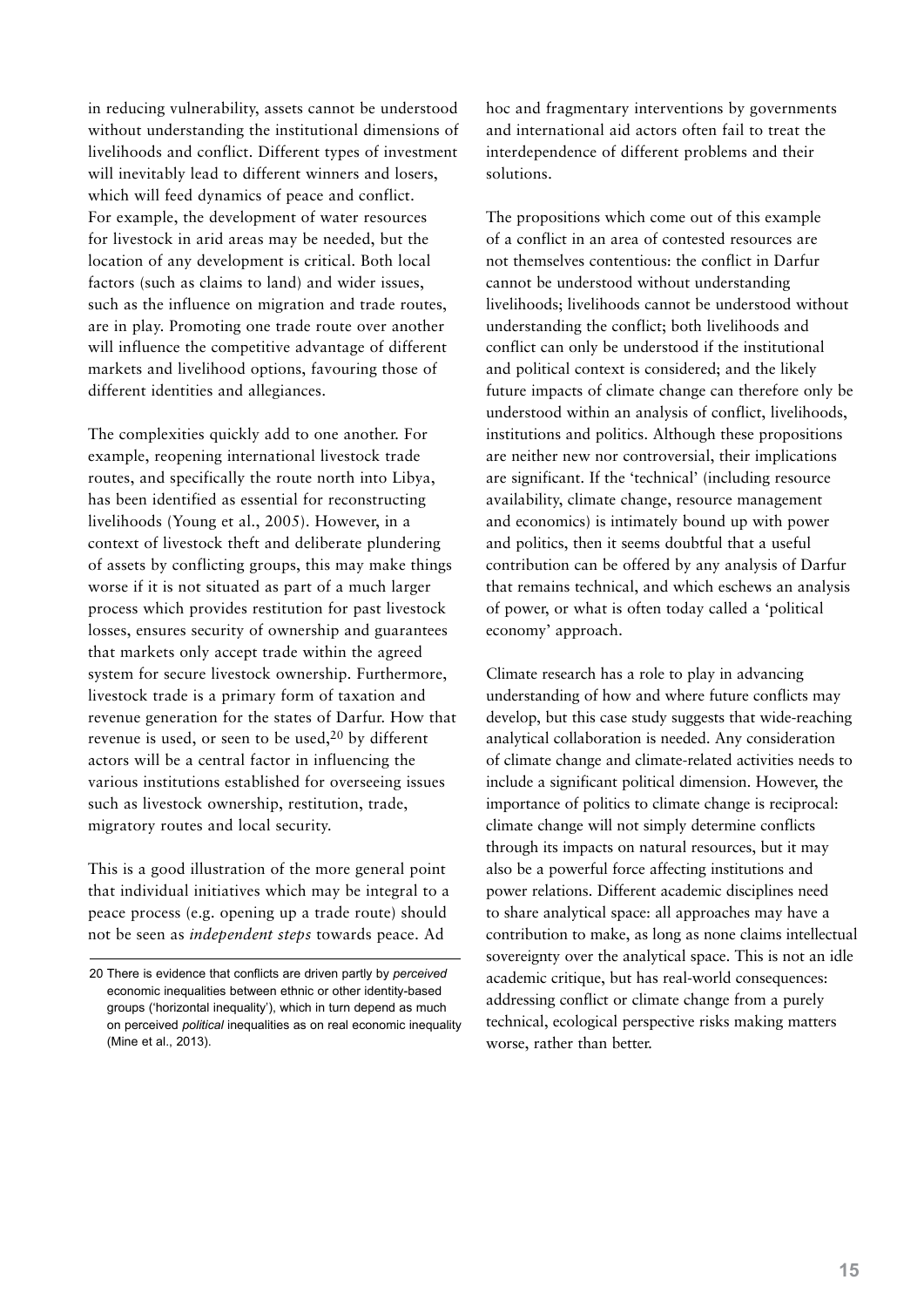in reducing vulnerability, assets cannot be understood without understanding the institutional dimensions of livelihoods and conflict. Different types of investment will inevitably lead to different winners and losers, which will feed dynamics of peace and conflict. For example, the development of water resources for livestock in arid areas may be needed, but the location of any development is critical. Both local factors (such as claims to land) and wider issues, such as the influence on migration and trade routes, are in play. Promoting one trade route over another will influence the competitive advantage of different markets and livelihood options, favouring those of different identities and allegiances.

The complexities quickly add to one another. For example, reopening international livestock trade routes, and specifically the route north into Libya, has been identified as essential for reconstructing livelihoods (Young et al., 2005). However, in a context of livestock theft and deliberate plundering of assets by conflicting groups, this may make things worse if it is not situated as part of a much larger process which provides restitution for past livestock losses, ensures security of ownership and guarantees that markets only accept trade within the agreed system for secure livestock ownership. Furthermore, livestock trade is a primary form of taxation and revenue generation for the states of Darfur. How that revenue is used, or seen to be used,[20] by different actors will be a central factor in influencing the various institutions established for overseeing issues such as livestock ownership, restitution, trade, migratory routes and local security.

This is a good illustration of the more general point that individual initiatives which may be integral to a peace process (e.g. opening up a trade route) should not be seen as *independent steps* towards peace. Ad hoc and fragmentary interventions by governments and international aid actors often fail to treat the interdependence of different problems and their solutions.

The propositions which come out of this example of a conflict in an area of contested resources are not themselves contentious: the conflict in Darfur cannot be understood without understanding livelihoods; livelihoods cannot be understood without understanding the conflict; both livelihoods and conflict can only be understood if the institutional and political context is considered; and the likely future impacts of climate change can therefore only be understood within an analysis of conflict, livelihoods, institutions and politics. Although these propositions are neither new nor controversial, their implications are significant. If the 'technical' (including resource availability, climate change, resource management and economics) is intimately bound up with power and politics, then it seems doubtful that a useful contribution can be offered by any analysis of Darfur that remains technical, and which eschews an analysis of power, or what is often today called a 'political economy' approach.

Climate research has a role to play in advancing understanding of how and where future conflicts may develop, but this case study suggests that wide-reaching analytical collaboration is needed. Any consideration of climate change and climate-related activities needs to include a significant political dimension. However, the importance of politics to climate change is reciprocal: climate change will not simply determine conflicts through its impacts on natural resources, but it may also be a powerful force affecting institutions and power relations. Different academic disciplines need to share analytical space: all approaches may have a contribution to make, as long as none claims intellectual sovereignty over the analytical space. This is not an idle academic critique, but has real-world consequences: addressing conflict or climate change from a purely technical, ecological perspective risks making matters worse, rather than better.

---

20 There is evidence that conflicts are driven partly by *perceived* economic inequalities between ethnic or other identity-based groups ('horizontal inequality'), which in turn depend as much on perceived *political* inequalities as on real economic inequality (Mine et al., 2013).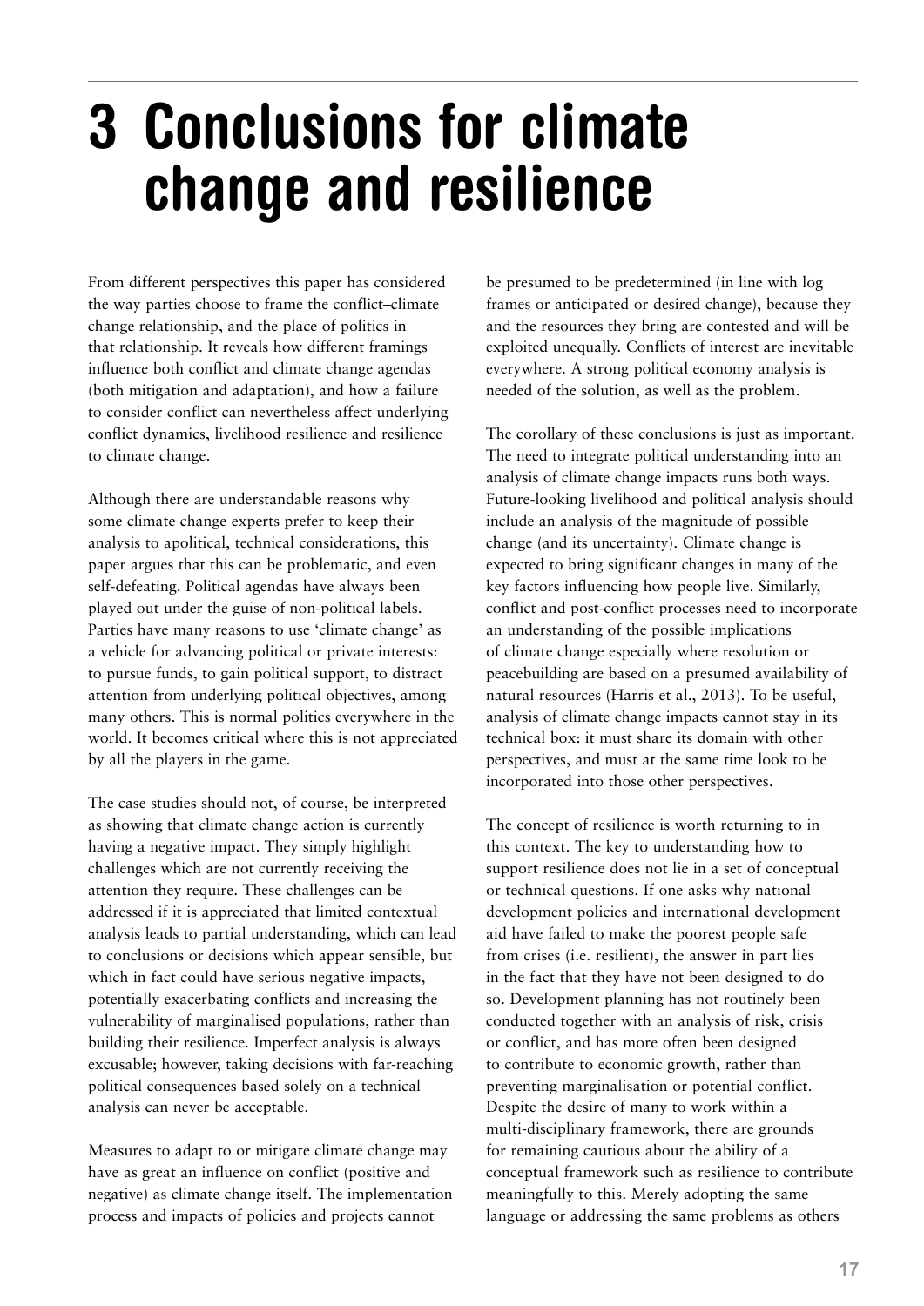# 3 Conclusions for climate change and resilience

From different perspectives this paper has considered the way parties choose to frame the conflict–climate change relationship, and the place of politics in that relationship. It reveals how different framings influence both conflict and climate change agendas (both mitigation and adaptation), and how a failure to consider conflict can nevertheless affect underlying conflict dynamics, livelihood resilience and resilience to climate change.

Although there are understandable reasons why some climate change experts prefer to keep their analysis to apolitical, technical considerations, this paper argues that this can be problematic, and even self-defeating. Political agendas have always been played out under the guise of non-political labels. Parties have many reasons to use 'climate change' as a vehicle for advancing political or private interests: to pursue funds, to gain political support, to distract attention from underlying political objectives, among many others. This is normal politics everywhere in the world. It becomes critical where this is not appreciated by all the players in the game.

The case studies should not, of course, be interpreted as showing that climate change action is currently having a negative impact. They simply highlight challenges which are not currently receiving the attention they require. These challenges can be addressed if it is appreciated that limited contextual analysis leads to partial understanding, which can lead to conclusions or decisions which appear sensible, but which in fact could have serious negative impacts, potentially exacerbating conflicts and increasing the vulnerability of marginalised populations, rather than building their resilience. Imperfect analysis is always excusable; however, taking decisions with far-reaching political consequences based solely on a technical analysis can never be acceptable.

Measures to adapt to or mitigate climate change may have as great an influence on conflict (positive and negative) as climate change itself. The implementation process and impacts of policies and projects cannot be presumed to be predetermined (in line with log frames or anticipated or desired change), because they and the resources they bring are contested and will be exploited unequally. Conflicts of interest are inevitable everywhere. A strong political economy analysis is needed of the solution, as well as the problem.

The corollary of these conclusions is just as important. The need to integrate political understanding into an analysis of climate change impacts runs both ways. Future-looking livelihood and political analysis should include an analysis of the magnitude of possible change (and its uncertainty). Climate change is expected to bring significant changes in many of the key factors influencing how people live. Similarly, conflict and post-conflict processes need to incorporate an understanding of the possible implications of climate change especially where resolution or peacebuilding are based on a presumed availability of natural resources (Harris et al., 2013). To be useful, analysis of climate change impacts cannot stay in its technical box: it must share its domain with other perspectives, and must at the same time look to be incorporated into those other perspectives.

The concept of resilience is worth returning to in this context. The key to understanding how to support resilience does not lie in a set of conceptual or technical questions. If one asks why national development policies and international development aid have failed to make the poorest people safe from crises (i.e. resilient), the answer in part lies in the fact that they have not been designed to do so. Development planning has not routinely been conducted together with an analysis of risk, crisis or conflict, and has more often been designed to contribute to economic growth, rather than preventing marginalisation or potential conflict. Despite the desire of many to work within a multi-disciplinary framework, there are grounds for remaining cautious about the ability of a conceptual framework such as resilience to contribute meaningfully to this. Merely adopting the same language or addressing the same problems as others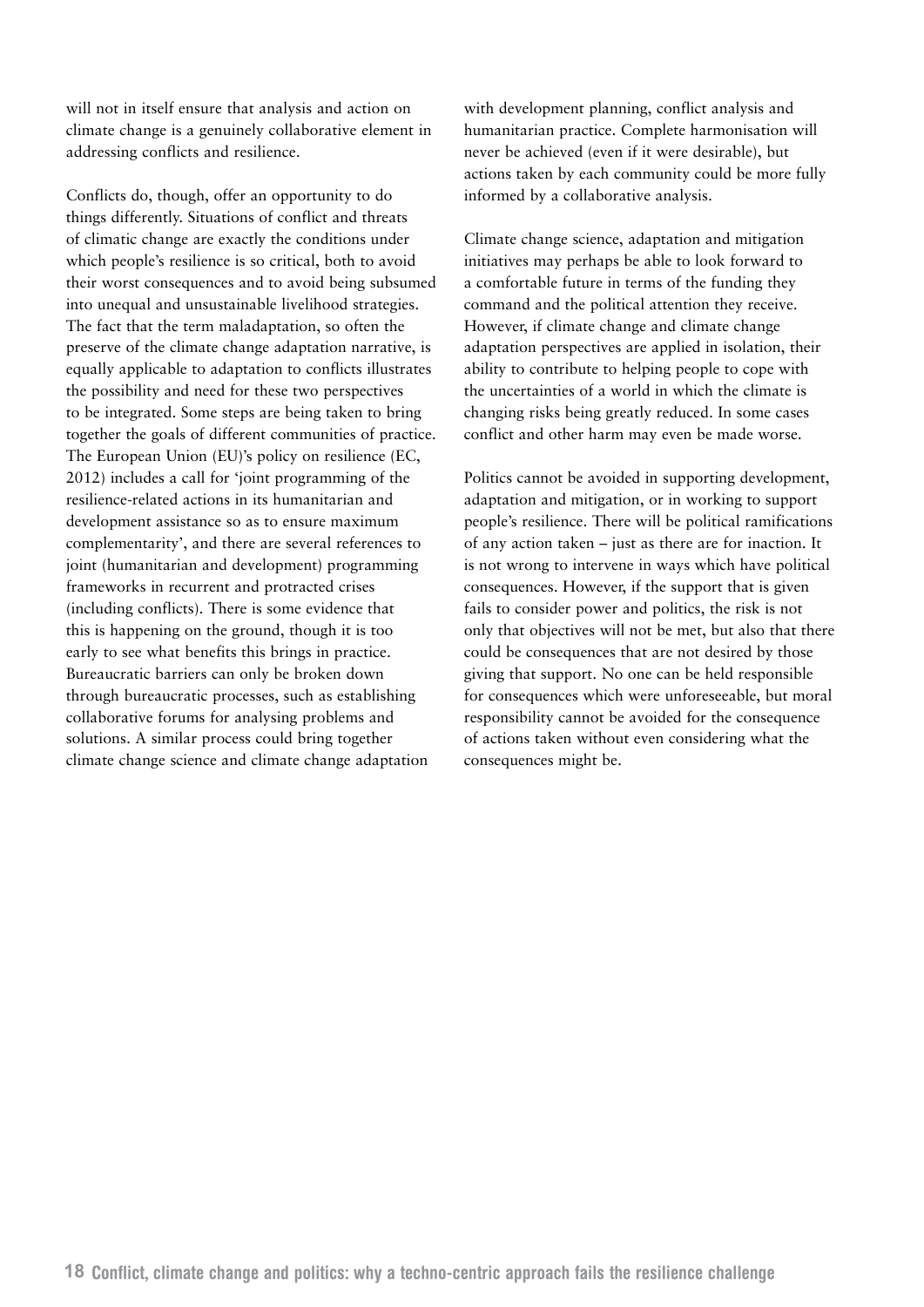will not in itself ensure that analysis and action on climate change is a genuinely collaborative element in addressing conflicts and resilience.

Conflicts do, though, offer an opportunity to do things differently. Situations of conflict and threats of climatic change are exactly the conditions under which people's resilience is so critical, both to avoid their worst consequences and to avoid being subsumed into unequal and unsustainable livelihood strategies. The fact that the term maladaptation, so often the preserve of the climate change adaptation narrative, is equally applicable to adaptation to conflicts illustrates the possibility and need for these two perspectives to be integrated. Some steps are being taken to bring together the goals of different communities of practice. The European Union (EU)'s policy on resilience (EC, 2012) includes a call for 'joint programming of the resilience-related actions in its humanitarian and development assistance so as to ensure maximum complementarity', and there are several references to joint (humanitarian and development) programming frameworks in recurrent and protracted crises (including conflicts). There is some evidence that this is happening on the ground, though it is too early to see what benefits this brings in practice. Bureaucratic barriers can only be broken down through bureaucratic processes, such as establishing collaborative forums for analysing problems and solutions. A similar process could bring together climate change science and climate change adaptation with development planning, conflict analysis and humanitarian practice. Complete harmonisation will never be achieved (even if it were desirable), but actions taken by each community could be more fully informed by a collaborative analysis.

Climate change science, adaptation and mitigation initiatives may perhaps be able to look forward to a comfortable future in terms of the funding they command and the political attention they receive. However, if climate change and climate change adaptation perspectives are applied in isolation, their ability to contribute to helping people to cope with the uncertainties of a world in which the climate is changing risks being greatly reduced. In some cases conflict and other harm may even be made worse.

Politics cannot be avoided in supporting development, adaptation and mitigation, or in working to support people's resilience. There will be political ramifications of any action taken – just as there are for inaction. It is not wrong to intervene in ways which have political consequences. However, if the support that is given fails to consider power and politics, the risk is not only that objectives will not be met, but also that there could be consequences that are not desired by those giving that support. No one can be held responsible for consequences which were unforeseeable, but moral responsibility cannot be avoided for the consequence of actions taken without even considering what the consequences might be.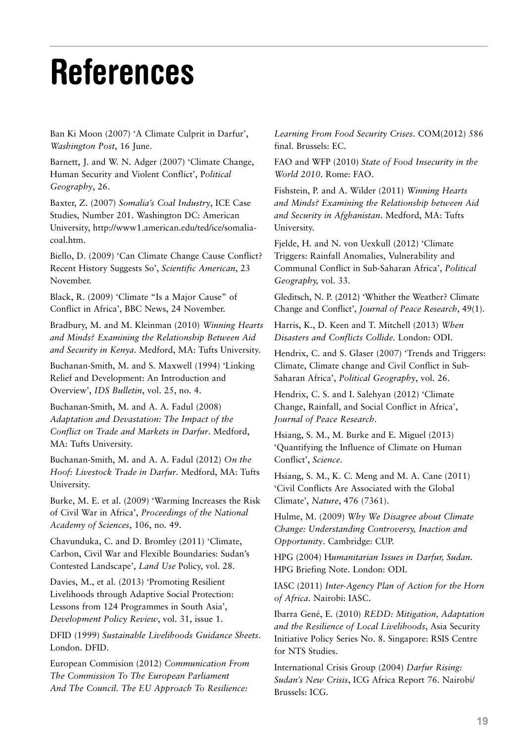# References

Ban Ki Moon (2007) 'A Climate Culprit in Darfur', *Washington Post*, 16 June.

Barnett, J. and W. N. Adger (2007) 'Climate Change, Human Security and Violent Conflict', P*olitical Geography*, 26.

Baxter, Z. (2007) *Somalia's Coal Industry*, ICE Case Studies, Number 201. Washington DC: American University, http://www1.american.edu/ted/ice/somalia-coal.htm.

Biello, D. (2009) 'Can Climate Change Cause Conflict? Recent History Suggests So', *Scientific American*, 23 November.

Black, R. (2009) 'Climate "Is a Major Cause" of Conflict in Africa', BBC News, 24 November.

Bradbury, M. and M. Kleinman (2010) *Winning Hearts and Minds? Examining the Relationship Between Aid and Security in Kenya*. Medford, MA: Tufts University.

Buchanan-Smith, M. and S. Maxwell (1994) 'Linking Relief and Development: An Introduction and Overview', *IDS Bulletin*, vol. 25, no. 4.

Buchanan-Smith, M. and A. A. Fadul (2008) *Adaptation and Devastation: The Impact of the Conflict on Trade and Markets in Darfur*. Medford, MA: Tufts University.

Buchanan-Smith, M. and A. A. Fadul (2012) *On the Hoof: Livestock Trade in Darfur*. Medford, MA: Tufts University.

Burke, M. E. et al. (2009) 'Warming Increases the Risk of Civil War in Africa', *Proceedings of the National Academy of Sciences*, 106, no. 49.

Chavunduka, C. and D. Bromley (2011) 'Climate, Carbon, Civil War and Flexible Boundaries: Sudan's Contested Landscape', *Land Use* Policy, vol. 28.

Davies, M., et al. (2013) 'Promoting Resilient Livelihoods through Adaptive Social Protection: Lessons from 124 Programmes in South Asia', *Development Policy Review*, vol. 31, issue 1.

DFID (1999) *Sustainable Livelihoods Guidance Sheets*. London. DFID.

European Commision (2012) *Communication From The Commission To The European Parliament And The Council. The EU Approach To Resilience: Learning From Food Security Crises*. COM(2012) 586 final. Brussels: EC.

FAO and WFP (2010) *State of Food Insecurity in the World 2010*. Rome: FAO.

Fishstein, P. and A. Wilder (2011) *Winning Hearts and Minds? Examining the Relationship between Aid and Security in Afghanistan*. Medford, MA: Tufts University.

Fjelde, H. and N. von Uexkull (2012) 'Climate Triggers: Rainfall Anomalies, Vulnerability and Communal Conflict in Sub-Saharan Africa', *Political Geography,* vol. 33.

Gleditsch, N. P. (2012) 'Whither the Weather? Climate Change and Conflict', *Journal of Peace Research*, 49(1).

Harris, K., D. Keen and T. Mitchell (2013) *When Disasters and Conflicts Collide*. London: ODI.

Hendrix, C. and S. Glaser (2007) 'Trends and Triggers: Climate, Climate change and Civil Conflict in Sub-Saharan Africa', *Political Geography*, vol. 26.

Hendrix, C. S. and I. Salehyan (2012) 'Climate Change, Rainfall, and Social Conflict in Africa', *Journal of Peace Research*.

Hsiang, S. M., M. Burke and E. Miguel (2013) 'Quantifying the Influence of Climate on Human Conflict', *Science*.

Hsiang, S. M., K. C. Meng and M. A. Cane (2011) 'Civil Conflicts Are Associated with the Global Climate', *Nature*, 476 (7361).

Hulme, M. (2009) *Why We Disagree about Climate Change: Understanding Controversy, Inaction and Opportunity*. Cambridge: CUP.

HPG (2004) H*umanitarian Issues in Darfur, Sudan*. HPG Briefing Note. London: ODI.

IASC (2011) *Inter-Agency Plan of Action for the Horn of Africa*. Nairobi: IASC.

Ibarra Gené, E. (2010) *REDD: Mitigation, Adaptation and the Resilience of Local Livelihoods*, Asia Security Initiative Policy Series No. 8. Singapore: RSIS Centre for NTS Studies.

International Crisis Group (2004) *Darfur Rising: Sudan's New Crisis*, ICG Africa Report 76. Nairobi/Brussels: ICG.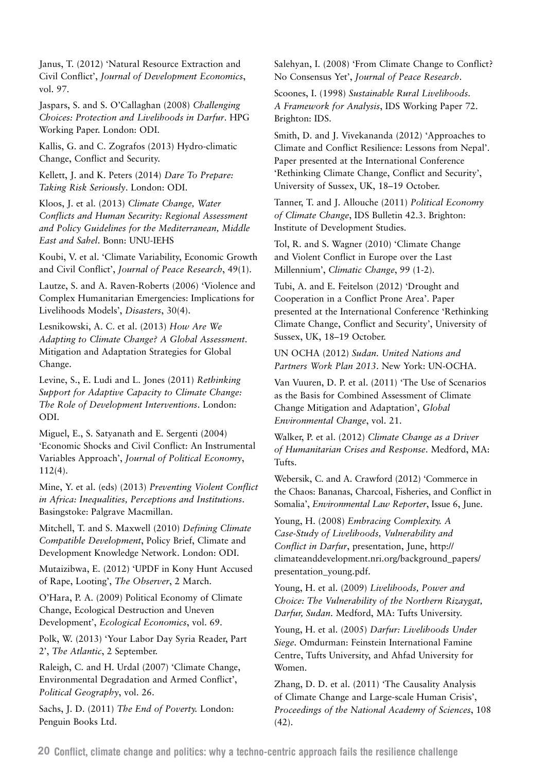Janus, T. (2012) 'Natural Resource Extraction and Civil Conflict', *Journal of Development Economics*, vol. 97.

Jaspars, S. and S. O'Callaghan (2008) *Challenging Choices: Protection and Livelihoods in Darfur*. HPG Working Paper. London: ODI.

Kallis, G. and C. Zografos (2013) Hydro-climatic Change, Conflict and Security.

Kellett, J. and K. Peters (2014) *Dare To Prepare: Taking Risk Seriously*. London: ODI.

Kloos, J. et al. (2013) *Climate Change, Water Conflicts and Human Security: Regional Assessment and Policy Guidelines for the Mediterranean, Middle East and Sahel*. Bonn: UNU-IEHS

Koubi, V. et al. 'Climate Variability, Economic Growth and Civil Conflict', *Journal of Peace Research*, 49(1).

Lautze, S. and A. Raven-Roberts (2006) 'Violence and Complex Humanitarian Emergencies: Implications for Livelihoods Models', *Disasters*, 30(4).

Lesnikowski, A. C. et al. (2013) *How Are We Adapting to Climate Change? A Global Assessment*. Mitigation and Adaptation Strategies for Global Change.

Levine, S., E. Ludi and L. Jones (2011) *Rethinking Support for Adaptive Capacity to Climate Change: The Role of Development Interventions*. London: ODI.

Miguel, E., S. Satyanath and E. Sergenti (2004) 'Economic Shocks and Civil Conflict: An Instrumental Variables Approach', *Journal of Political Economy*, 112(4).

Mine, Y. et al. (eds) (2013) *Preventing Violent Conflict in Africa: Inequalities, Perceptions and Institutions*. Basingstoke: Palgrave Macmillan.

Mitchell, T. and S. Maxwell (2010) *Defining Climate Compatible Development*, Policy Brief, Climate and Development Knowledge Network. London: ODI.

Mutaizibwa, E. (2012) 'UPDF in Kony Hunt Accused of Rape, Looting', *The Observer*, 2 March.

O'Hara, P. A. (2009) Political Economy of Climate Change, Ecological Destruction and Uneven Development', *Ecological Economics*, vol. 69.

Polk, W. (2013) 'Your Labor Day Syria Reader, Part 2', *The Atlantic*, 2 September.

Raleigh, C. and H. Urdal (2007) 'Climate Change, Environmental Degradation and Armed Conflict', *Political Geography*, vol. 26.

Sachs, J. D. (2011) *The End of Poverty.* London: Penguin Books Ltd.

Salehyan, I. (2008) 'From Climate Change to Conflict? No Consensus Yet', *Journal of Peace Research*.

Scoones, I. (1998) *Sustainable Rural Livelihoods. A Framework for Analysis*, IDS Working Paper 72. Brighton: IDS.

Smith, D. and J. Vivekananda (2012) 'Approaches to Climate and Conflict Resilience: Lessons from Nepal'. Paper presented at the International Conference 'Rethinking Climate Change, Conflict and Security', University of Sussex, UK, 18–19 October.

Tanner, T. and J. Allouche (2011) *Political Economy of Climate Change*, IDS Bulletin 42.3. Brighton: Institute of Development Studies.

Tol, R. and S. Wagner (2010) 'Climate Change and Violent Conflict in Europe over the Last Millennium', *Climatic Change*, 99 (1-2).

Tubi, A. and E. Feitelson (2012) 'Drought and Cooperation in a Conflict Prone Area'. Paper presented at the International Conference 'Rethinking Climate Change, Conflict and Security', University of Sussex, UK, 18–19 October.

UN OCHA (2012) *Sudan. United Nations and Partners Work Plan 2013*. New York: UN-OCHA.

Van Vuuren, D. P. et al. (2011) 'The Use of Scenarios as the Basis for Combined Assessment of Climate Change Mitigation and Adaptation', *Global Environmental Change*, vol. 21.

Walker, P. et al. (2012) *Climate Change as a Driver of Humanitarian Crises and Response.* Medford, MA: Tufts.

Webersik, C. and A. Crawford (2012) 'Commerce in the Chaos: Bananas, Charcoal, Fisheries, and Conflict in Somalia', *Environmental Law Reporter*, Issue 6, June.

Young, H. (2008) *Embracing Complexity. A Case-Study of Livelihoods, Vulnerability and Conflict in Darfur*, presentation, June, http://climateanddevelopment.nri.org/background_papers/presentation_young.pdf.

Young, H. et al. (2009) *Livelihoods, Power and Choice: The Vulnerability of the Northern Rizaygat, Darfur, Sudan.* Medford, MA: Tufts University.

Young, H. et al. (2005) *Darfur: Livelihoods Under Siege.* Omdurman: Feinstein International Famine Centre, Tufts University, and Ahfad University for Women.

Zhang, D. D. et al. (2011) 'The Causality Analysis of Climate Change and Large-scale Human Crisis', *Proceedings of the National Academy of Sciences*, 108 (42).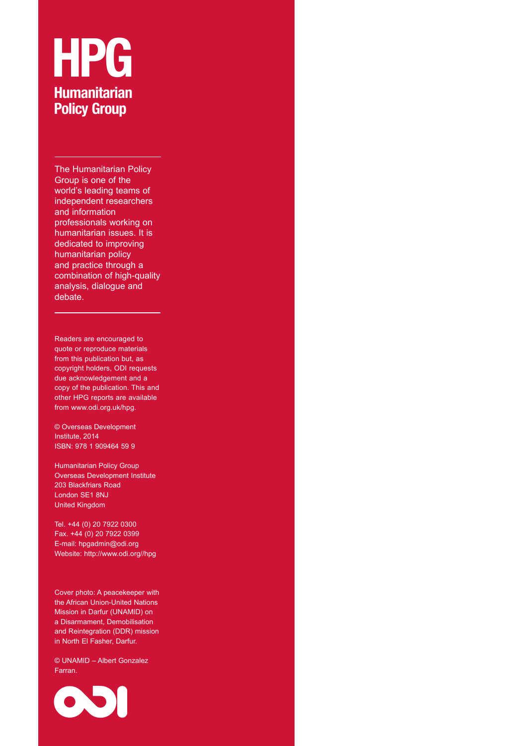# HPG

**Humanitarian Policy Group**

The Humanitarian Policy Group is one of the world's leading teams of independent researchers and information professionals working on humanitarian issues. It is dedicated to improving humanitarian policy and practice through a combination of high-quality analysis, dialogue and debate.

Readers are encouraged to quote or reproduce materials from this publication but, as copyright holders, ODI requests due acknowledgement and a copy of the publication. This and other HPG reports are available from www.odi.org.uk/hpg.

© Overseas Development Institute, 2014
ISBN: 978 1 909464 59 9

Humanitarian Policy Group
Overseas Development Institute
203 Blackfriars Road
London SE1 8NJ
United Kingdom

Tel. +44 (0) 20 7922 0300
Fax. +44 (0) 20 7922 0399
E-mail: hpgadmin@odi.org
Website: http://www.odi.org//hpg

Cover photo: A peacekeeper with the African Union-United Nations Mission in Darfur (UNAMID) on a Disarmament, Demobilisation and Reintegration (DDR) mission in North El Fasher, Darfur.

© UNAMID – Albert Gonzalez Farran.